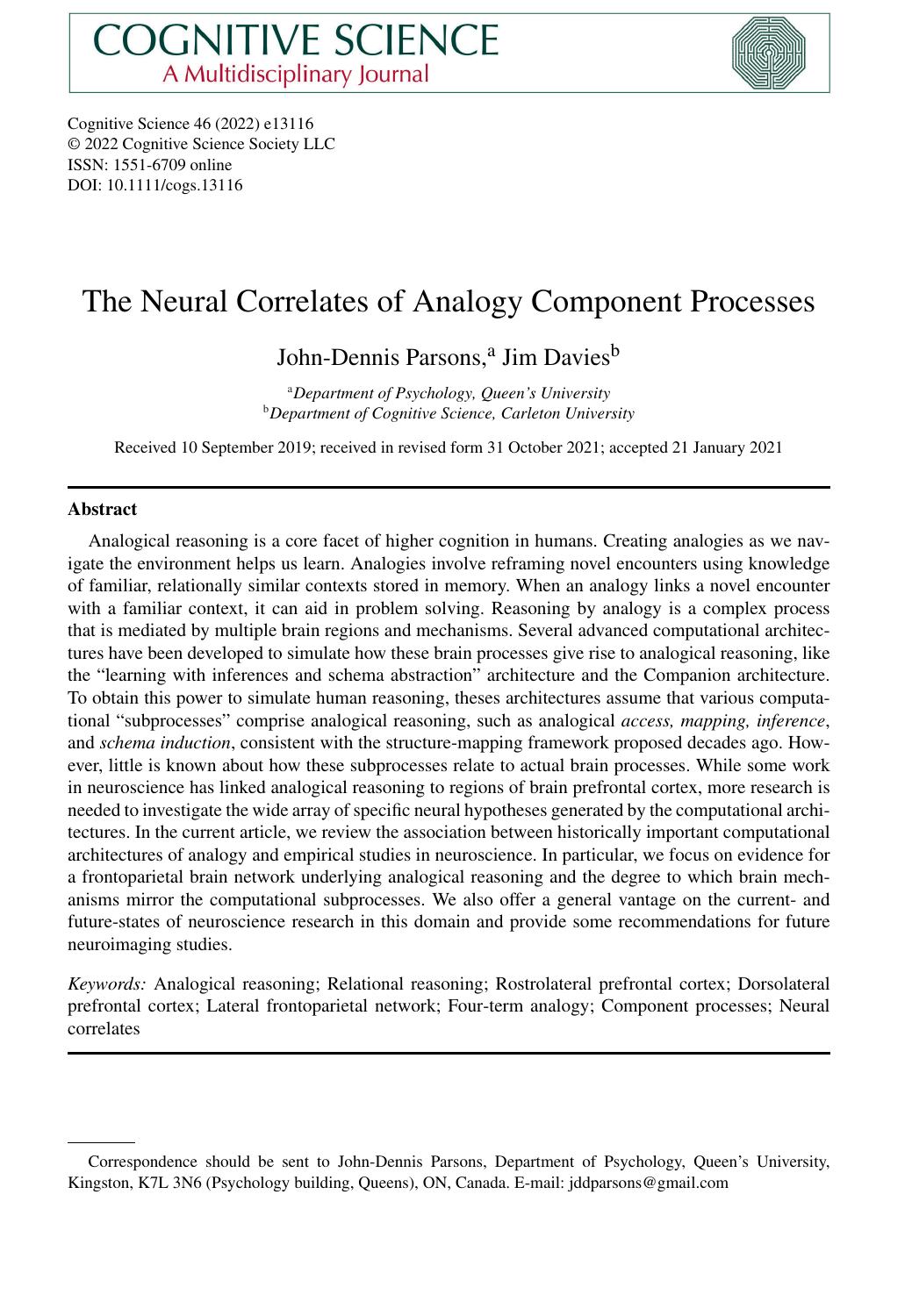# COGNITIVE SCIENCE

A Multidisciplinary Journal

Cognitive Science 46 (2022) e13116
© 2022 Cognitive Science Society LLC
ISSN: 1551-6709 online
DOI: 10.1111/cogs.13116

# The Neural Correlates of Analogy Component Processes

John-Dennis Parsons,[a] Jim Davies[b]

[a]*Department of Psychology, Queen's University*
[b]*Department of Cognitive Science, Carleton University*

Received 10 September 2019; received in revised form 31 October 2021; accepted 21 January 2021

## Abstract

Analogical reasoning is a core facet of higher cognition in humans. Creating analogies as we navigate the environment helps us learn. Analogies involve reframing novel encounters using knowledge of familiar, relationally similar contexts stored in memory. When an analogy links a novel encounter with a familiar context, it can aid in problem solving. Reasoning by analogy is a complex process that is mediated by multiple brain regions and mechanisms. Several advanced computational architectures have been developed to simulate how these brain processes give rise to analogical reasoning, like the "learning with inferences and schema abstraction" architecture and the Companion architecture. To obtain this power to simulate human reasoning, theses architectures assume that various computational "subprocesses" comprise analogical reasoning, such as analogical *access, mapping, inference*, and *schema induction*, consistent with the structure-mapping framework proposed decades ago. However, little is known about how these subprocesses relate to actual brain processes. While some work in neuroscience has linked analogical reasoning to regions of brain prefrontal cortex, more research is needed to investigate the wide array of specific neural hypotheses generated by the computational architectures. In the current article, we review the association between historically important computational architectures of analogy and empirical studies in neuroscience. In particular, we focus on evidence for a frontoparietal brain network underlying analogical reasoning and the degree to which brain mechanisms mirror the computational subprocesses. We also offer a general vantage on the current- and future-states of neuroscience research in this domain and provide some recommendations for future neuroimaging studies.

*Keywords:* Analogical reasoning; Relational reasoning; Rostrolateral prefrontal cortex; Dorsolateral prefrontal cortex; Lateral frontoparietal network; Four-term analogy; Component processes; Neural correlates

---

Correspondence should be sent to John-Dennis Parsons, Department of Psychology, Queen's University, Kingston, K7L 3N6 (Psychology building, Queens), ON, Canada. E-mail: jddparsons@gmail.com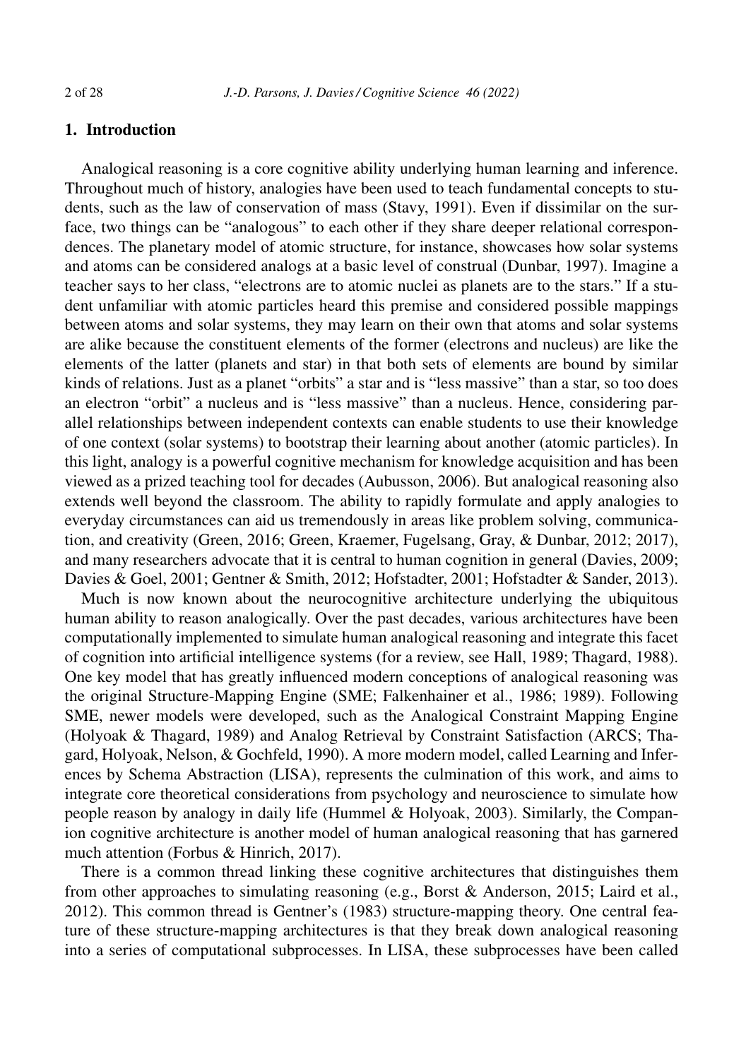## 1. Introduction

Analogical reasoning is a core cognitive ability underlying human learning and inference. Throughout much of history, analogies have been used to teach fundamental concepts to students, such as the law of conservation of mass (Stavy, 1991). Even if dissimilar on the surface, two things can be "analogous" to each other if they share deeper relational correspondences. The planetary model of atomic structure, for instance, showcases how solar systems and atoms can be considered analogs at a basic level of construal (Dunbar, 1997). Imagine a teacher says to her class, "electrons are to atomic nuclei as planets are to the stars." If a student unfamiliar with atomic particles heard this premise and considered possible mappings between atoms and solar systems, they may learn on their own that atoms and solar systems are alike because the constituent elements of the former (electrons and nucleus) are like the elements of the latter (planets and star) in that both sets of elements are bound by similar kinds of relations. Just as a planet "orbits" a star and is "less massive" than a star, so too does an electron "orbit" a nucleus and is "less massive" than a nucleus. Hence, considering parallel relationships between independent contexts can enable students to use their knowledge of one context (solar systems) to bootstrap their learning about another (atomic particles). In this light, analogy is a powerful cognitive mechanism for knowledge acquisition and has been viewed as a prized teaching tool for decades (Aubusson, 2006). But analogical reasoning also extends well beyond the classroom. The ability to rapidly formulate and apply analogies to everyday circumstances can aid us tremendously in areas like problem solving, communication, and creativity (Green, 2016; Green, Kraemer, Fugelsang, Gray, & Dunbar, 2012; 2017), and many researchers advocate that it is central to human cognition in general (Davies, 2009; Davies & Goel, 2001; Gentner & Smith, 2012; Hofstadter, 2001; Hofstadter & Sander, 2013).

Much is now known about the neurocognitive architecture underlying the ubiquitous human ability to reason analogically. Over the past decades, various architectures have been computationally implemented to simulate human analogical reasoning and integrate this facet of cognition into artificial intelligence systems (for a review, see Hall, 1989; Thagard, 1988). One key model that has greatly influenced modern conceptions of analogical reasoning was the original Structure-Mapping Engine (SME; Falkenhainer et al., 1986; 1989). Following SME, newer models were developed, such as the Analogical Constraint Mapping Engine (Holyoak & Thagard, 1989) and Analog Retrieval by Constraint Satisfaction (ARCS; Thagard, Holyoak, Nelson, & Gochfeld, 1990). A more modern model, called Learning and Inferences by Schema Abstraction (LISA), represents the culmination of this work, and aims to integrate core theoretical considerations from psychology and neuroscience to simulate how people reason by analogy in daily life (Hummel & Holyoak, 2003). Similarly, the Companion cognitive architecture is another model of human analogical reasoning that has garnered much attention (Forbus & Hinrich, 2017).

There is a common thread linking these cognitive architectures that distinguishes them from other approaches to simulating reasoning (e.g., Borst & Anderson, 2015; Laird et al., 2012). This common thread is Gentner's (1983) structure-mapping theory. One central feature of these structure-mapping architectures is that they break down analogical reasoning into a series of computational subprocesses. In LISA, these subprocesses have been called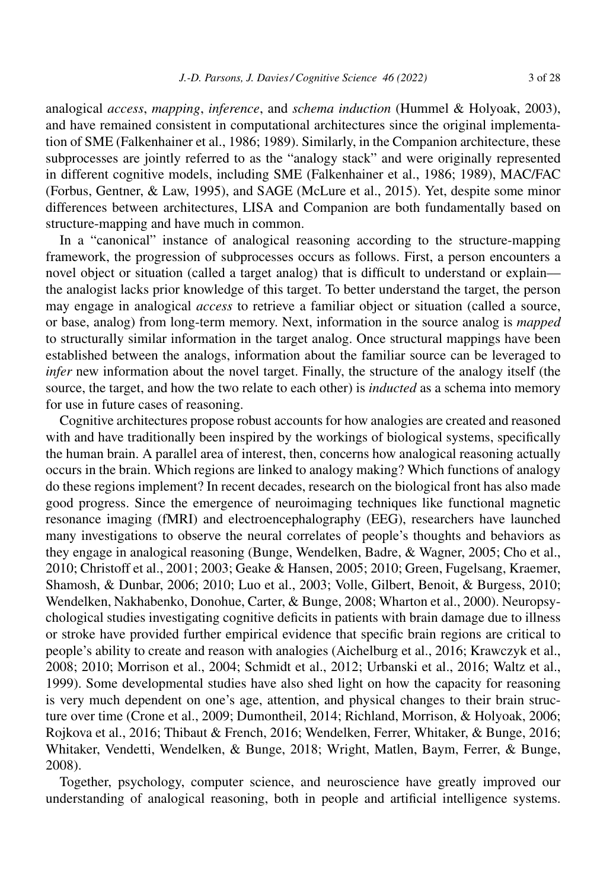analogical *access*, *mapping*, *inference*, and *schema induction* (Hummel & Holyoak, 2003), and have remained consistent in computational architectures since the original implementation of SME (Falkenhainer et al., 1986; 1989). Similarly, in the Companion architecture, these subprocesses are jointly referred to as the "analogy stack" and were originally represented in different cognitive models, including SME (Falkenhainer et al., 1986; 1989), MAC/FAC (Forbus, Gentner, & Law, 1995), and SAGE (McLure et al., 2015). Yet, despite some minor differences between architectures, LISA and Companion are both fundamentally based on structure-mapping and have much in common.

In a "canonical" instance of analogical reasoning according to the structure-mapping framework, the progression of subprocesses occurs as follows. First, a person encounters a novel object or situation (called a target analog) that is difficult to understand or explain—the analogist lacks prior knowledge of this target. To better understand the target, the person may engage in analogical *access* to retrieve a familiar object or situation (called a source, or base, analog) from long-term memory. Next, information in the source analog is *mapped* to structurally similar information in the target analog. Once structural mappings have been established between the analogs, information about the familiar source can be leveraged to *infer* new information about the novel target. Finally, the structure of the analogy itself (the source, the target, and how the two relate to each other) is *inducted* as a schema into memory for use in future cases of reasoning.

Cognitive architectures propose robust accounts for how analogies are created and reasoned with and have traditionally been inspired by the workings of biological systems, specifically the human brain. A parallel area of interest, then, concerns how analogical reasoning actually occurs in the brain. Which regions are linked to analogy making? Which functions of analogy do these regions implement? In recent decades, research on the biological front has also made good progress. Since the emergence of neuroimaging techniques like functional magnetic resonance imaging (fMRI) and electroencephalography (EEG), researchers have launched many investigations to observe the neural correlates of people's thoughts and behaviors as they engage in analogical reasoning (Bunge, Wendelken, Badre, & Wagner, 2005; Cho et al., 2010; Christoff et al., 2001; 2003; Geake & Hansen, 2005; 2010; Green, Fugelsang, Kraemer, Shamosh, & Dunbar, 2006; 2010; Luo et al., 2003; Volle, Gilbert, Benoit, & Burgess, 2010; Wendelken, Nakhabenko, Donohue, Carter, & Bunge, 2008; Wharton et al., 2000). Neuropsychological studies investigating cognitive deficits in patients with brain damage due to illness or stroke have provided further empirical evidence that specific brain regions are critical to people's ability to create and reason with analogies (Aichelburg et al., 2016; Krawczyk et al., 2008; 2010; Morrison et al., 2004; Schmidt et al., 2012; Urbanski et al., 2016; Waltz et al., 1999). Some developmental studies have also shed light on how the capacity for reasoning is very much dependent on one's age, attention, and physical changes to their brain structure over time (Crone et al., 2009; Dumontheil, 2014; Richland, Morrison, & Holyoak, 2006; Rojkova et al., 2016; Thibaut & French, 2016; Wendelken, Ferrer, Whitaker, & Bunge, 2016; Whitaker, Vendetti, Wendelken, & Bunge, 2018; Wright, Matlen, Baym, Ferrer, & Bunge, 2008).

Together, psychology, computer science, and neuroscience have greatly improved our understanding of analogical reasoning, both in people and artificial intelligence systems.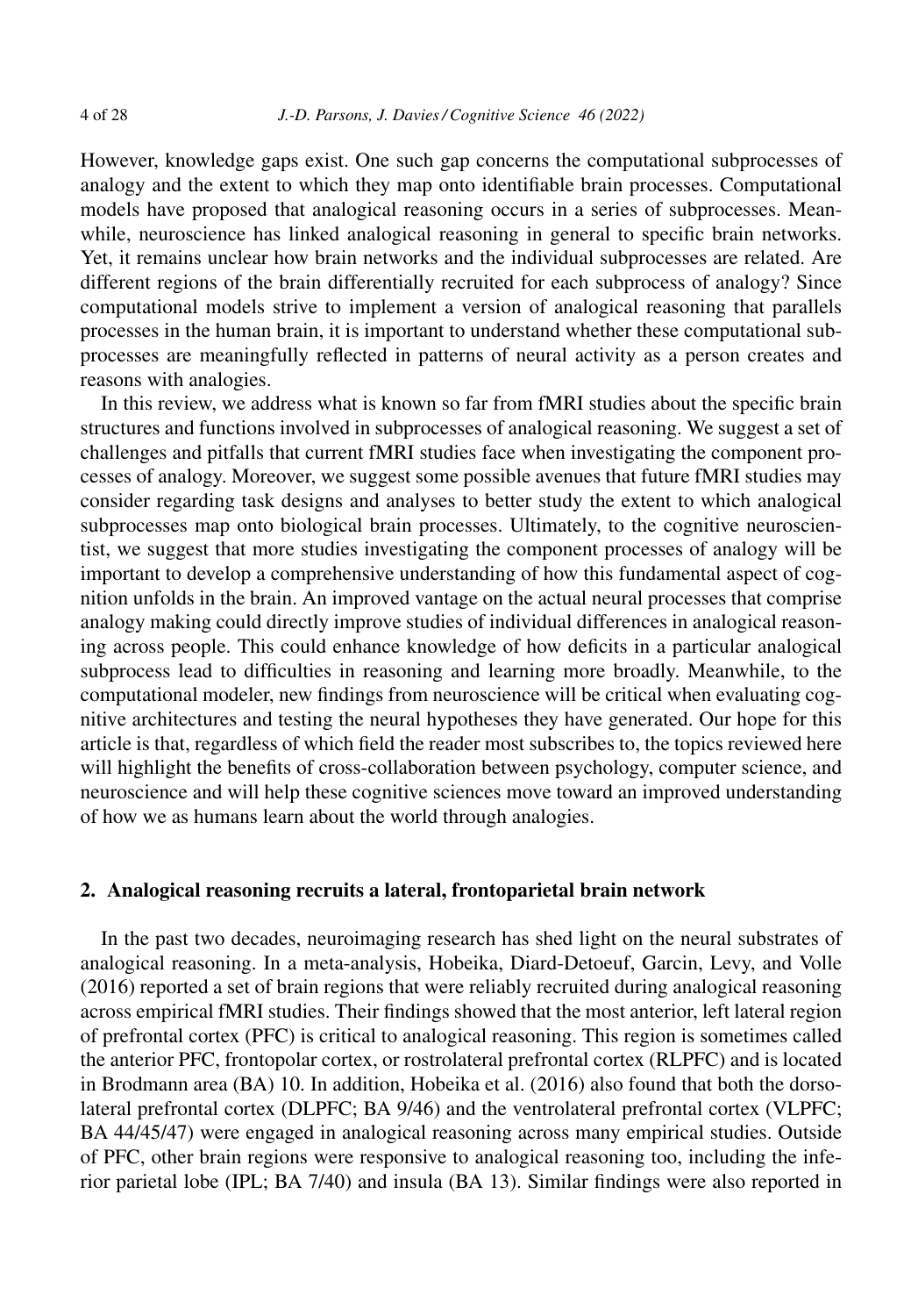However, knowledge gaps exist. One such gap concerns the computational subprocesses of analogy and the extent to which they map onto identifiable brain processes. Computational models have proposed that analogical reasoning occurs in a series of subprocesses. Meanwhile, neuroscience has linked analogical reasoning in general to specific brain networks. Yet, it remains unclear how brain networks and the individual subprocesses are related. Are different regions of the brain differentially recruited for each subprocess of analogy? Since computational models strive to implement a version of analogical reasoning that parallels processes in the human brain, it is important to understand whether these computational subprocesses are meaningfully reflected in patterns of neural activity as a person creates and reasons with analogies.

In this review, we address what is known so far from fMRI studies about the specific brain structures and functions involved in subprocesses of analogical reasoning. We suggest a set of challenges and pitfalls that current fMRI studies face when investigating the component processes of analogy. Moreover, we suggest some possible avenues that future fMRI studies may consider regarding task designs and analyses to better study the extent to which analogical subprocesses map onto biological brain processes. Ultimately, to the cognitive neuroscientist, we suggest that more studies investigating the component processes of analogy will be important to develop a comprehensive understanding of how this fundamental aspect of cognition unfolds in the brain. An improved vantage on the actual neural processes that comprise analogy making could directly improve studies of individual differences in analogical reasoning across people. This could enhance knowledge of how deficits in a particular analogical subprocess lead to difficulties in reasoning and learning more broadly. Meanwhile, to the computational modeler, new findings from neuroscience will be critical when evaluating cognitive architectures and testing the neural hypotheses they have generated. Our hope for this article is that, regardless of which field the reader most subscribes to, the topics reviewed here will highlight the benefits of cross-collaboration between psychology, computer science, and neuroscience and will help these cognitive sciences move toward an improved understanding of how we as humans learn about the world through analogies.

## 2. Analogical reasoning recruits a lateral, frontoparietal brain network

In the past two decades, neuroimaging research has shed light on the neural substrates of analogical reasoning. In a meta-analysis, Hobeika, Diard-Detoeuf, Garcin, Levy, and Volle (2016) reported a set of brain regions that were reliably recruited during analogical reasoning across empirical fMRI studies. Their findings showed that the most anterior, left lateral region of prefrontal cortex (PFC) is critical to analogical reasoning. This region is sometimes called the anterior PFC, frontopolar cortex, or rostrolateral prefrontal cortex (RLPFC) and is located in Brodmann area (BA) 10. In addition, Hobeika et al. (2016) also found that both the dorsolateral prefrontal cortex (DLPFC; BA 9/46) and the ventrolateral prefrontal cortex (VLPFC; BA 44/45/47) were engaged in analogical reasoning across many empirical studies. Outside of PFC, other brain regions were responsive to analogical reasoning too, including the inferior parietal lobe (IPL; BA 7/40) and insula (BA 13). Similar findings were also reported in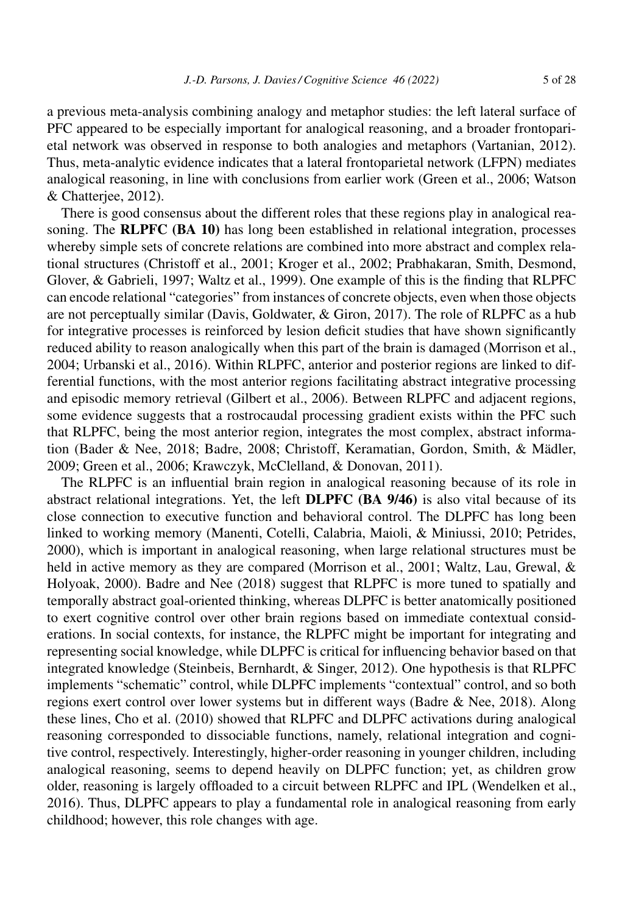a previous meta-analysis combining analogy and metaphor studies: the left lateral surface of PFC appeared to be especially important for analogical reasoning, and a broader frontoparietal network was observed in response to both analogies and metaphors (Vartanian, 2012). Thus, meta-analytic evidence indicates that a lateral frontoparietal network (LFPN) mediates analogical reasoning, in line with conclusions from earlier work (Green et al., 2006; Watson & Chatterjee, 2012).

There is good consensus about the different roles that these regions play in analogical reasoning. The **RLPFC (BA 10)** has long been established in relational integration, processes whereby simple sets of concrete relations are combined into more abstract and complex relational structures (Christoff et al., 2001; Kroger et al., 2002; Prabhakaran, Smith, Desmond, Glover, & Gabrieli, 1997; Waltz et al., 1999). One example of this is the finding that RLPFC can encode relational "categories" from instances of concrete objects, even when those objects are not perceptually similar (Davis, Goldwater, & Giron, 2017). The role of RLPFC as a hub for integrative processes is reinforced by lesion deficit studies that have shown significantly reduced ability to reason analogically when this part of the brain is damaged (Morrison et al., 2004; Urbanski et al., 2016). Within RLPFC, anterior and posterior regions are linked to differential functions, with the most anterior regions facilitating abstract integrative processing and episodic memory retrieval (Gilbert et al., 2006). Between RLPFC and adjacent regions, some evidence suggests that a rostrocaudal processing gradient exists within the PFC such that RLPFC, being the most anterior region, integrates the most complex, abstract information (Bader & Nee, 2018; Badre, 2008; Christoff, Keramatian, Gordon, Smith, & Mädler, 2009; Green et al., 2006; Krawczyk, McClelland, & Donovan, 2011).

The RLPFC is an influential brain region in analogical reasoning because of its role in abstract relational integrations. Yet, the left **DLPFC (BA 9/46)** is also vital because of its close connection to executive function and behavioral control. The DLPFC has long been linked to working memory (Manenti, Cotelli, Calabria, Maioli, & Miniussi, 2010; Petrides, 2000), which is important in analogical reasoning, when large relational structures must be held in active memory as they are compared (Morrison et al., 2001; Waltz, Lau, Grewal, & Holyoak, 2000). Badre and Nee (2018) suggest that RLPFC is more tuned to spatially and temporally abstract goal-oriented thinking, whereas DLPFC is better anatomically positioned to exert cognitive control over other brain regions based on immediate contextual considerations. In social contexts, for instance, the RLPFC might be important for integrating and representing social knowledge, while DLPFC is critical for influencing behavior based on that integrated knowledge (Steinbeis, Bernhardt, & Singer, 2012). One hypothesis is that RLPFC implements "schematic" control, while DLPFC implements "contextual" control, and so both regions exert control over lower systems but in different ways (Badre & Nee, 2018). Along these lines, Cho et al. (2010) showed that RLPFC and DLPFC activations during analogical reasoning corresponded to dissociable functions, namely, relational integration and cognitive control, respectively. Interestingly, higher-order reasoning in younger children, including analogical reasoning, seems to depend heavily on DLPFC function; yet, as children grow older, reasoning is largely offloaded to a circuit between RLPFC and IPL (Wendelken et al., 2016). Thus, DLPFC appears to play a fundamental role in analogical reasoning from early childhood; however, this role changes with age.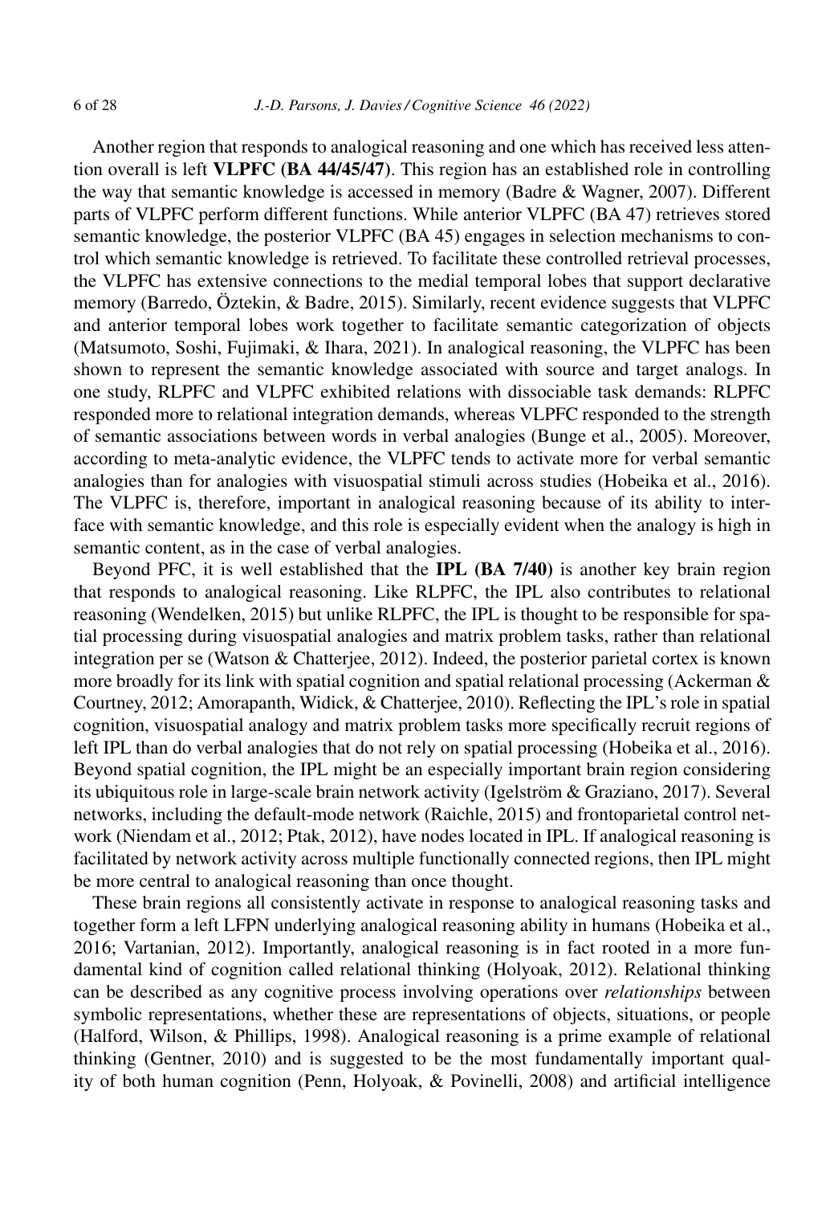Another region that responds to analogical reasoning and one which has received less attention overall is left **VLPFC (BA 44/45/47)**. This region has an established role in controlling the way that semantic knowledge is accessed in memory (Badre & Wagner, 2007). Different parts of VLPFC perform different functions. While anterior VLPFC (BA 47) retrieves stored semantic knowledge, the posterior VLPFC (BA 45) engages in selection mechanisms to control which semantic knowledge is retrieved. To facilitate these controlled retrieval processes, the VLPFC has extensive connections to the medial temporal lobes that support declarative memory (Barredo, Öztekin, & Badre, 2015). Similarly, recent evidence suggests that VLPFC and anterior temporal lobes work together to facilitate semantic categorization of objects (Matsumoto, Soshi, Fujimaki, & Ihara, 2021). In analogical reasoning, the VLPFC has been shown to represent the semantic knowledge associated with source and target analogs. In one study, RLPFC and VLPFC exhibited relations with dissociable task demands: RLPFC responded more to relational integration demands, whereas VLPFC responded to the strength of semantic associations between words in verbal analogies (Bunge et al., 2005). Moreover, according to meta-analytic evidence, the VLPFC tends to activate more for verbal semantic analogies than for analogies with visuospatial stimuli across studies (Hobeika et al., 2016). The VLPFC is, therefore, important in analogical reasoning because of its ability to interface with semantic knowledge, and this role is especially evident when the analogy is high in semantic content, as in the case of verbal analogies.

Beyond PFC, it is well established that the **IPL (BA 7/40)** is another key brain region that responds to analogical reasoning. Like RLPFC, the IPL also contributes to relational reasoning (Wendelken, 2015) but unlike RLPFC, the IPL is thought to be responsible for spatial processing during visuospatial analogies and matrix problem tasks, rather than relational integration per se (Watson & Chatterjee, 2012). Indeed, the posterior parietal cortex is known more broadly for its link with spatial cognition and spatial relational processing (Ackerman & Courtney, 2012; Amorapanth, Widick, & Chatterjee, 2010). Reflecting the IPL's role in spatial cognition, visuospatial analogy and matrix problem tasks more specifically recruit regions of left IPL than do verbal analogies that do not rely on spatial processing (Hobeika et al., 2016). Beyond spatial cognition, the IPL might be an especially important brain region considering its ubiquitous role in large-scale brain network activity (Igelström & Graziano, 2017). Several networks, including the default-mode network (Raichle, 2015) and frontoparietal control network (Niendam et al., 2012; Ptak, 2012), have nodes located in IPL. If analogical reasoning is facilitated by network activity across multiple functionally connected regions, then IPL might be more central to analogical reasoning than once thought.

These brain regions all consistently activate in response to analogical reasoning tasks and together form a left LFPN underlying analogical reasoning ability in humans (Hobeika et al., 2016; Vartanian, 2012). Importantly, analogical reasoning is in fact rooted in a more fundamental kind of cognition called relational thinking (Holyoak, 2012). Relational thinking can be described as any cognitive process involving operations over *relationships* between symbolic representations, whether these are representations of objects, situations, or people (Halford, Wilson, & Phillips, 1998). Analogical reasoning is a prime example of relational thinking (Gentner, 2010) and is suggested to be the most fundamentally important quality of both human cognition (Penn, Holyoak, & Povinelli, 2008) and artificial intelligence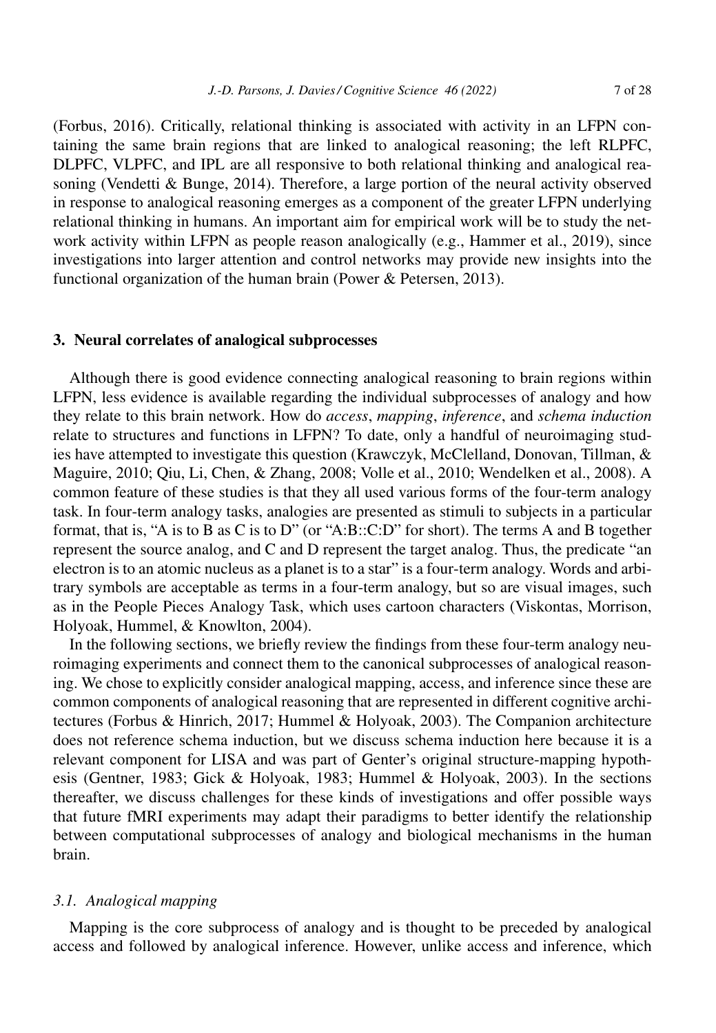(Forbus, 2016). Critically, relational thinking is associated with activity in an LFPN containing the same brain regions that are linked to analogical reasoning; the left RLPFC, DLPFC, VLPFC, and IPL are all responsive to both relational thinking and analogical reasoning (Vendetti & Bunge, 2014). Therefore, a large portion of the neural activity observed in response to analogical reasoning emerges as a component of the greater LFPN underlying relational thinking in humans. An important aim for empirical work will be to study the network activity within LFPN as people reason analogically (e.g., Hammer et al., 2019), since investigations into larger attention and control networks may provide new insights into the functional organization of the human brain (Power & Petersen, 2013).

## 3. Neural correlates of analogical subprocesses

Although there is good evidence connecting analogical reasoning to brain regions within LFPN, less evidence is available regarding the individual subprocesses of analogy and how they relate to this brain network. How do *access*, *mapping*, *inference*, and *schema induction* relate to structures and functions in LFPN? To date, only a handful of neuroimaging studies have attempted to investigate this question (Krawczyk, McClelland, Donovan, Tillman, & Maguire, 2010; Qiu, Li, Chen, & Zhang, 2008; Volle et al., 2010; Wendelken et al., 2008). A common feature of these studies is that they all used various forms of the four-term analogy task. In four-term analogy tasks, analogies are presented as stimuli to subjects in a particular format, that is, "A is to B as C is to D" (or "A:B::C:D" for short). The terms A and B together represent the source analog, and C and D represent the target analog. Thus, the predicate "an electron is to an atomic nucleus as a planet is to a star" is a four-term analogy. Words and arbitrary symbols are acceptable as terms in a four-term analogy, but so are visual images, such as in the People Pieces Analogy Task, which uses cartoon characters (Viskontas, Morrison, Holyoak, Hummel, & Knowlton, 2004).

In the following sections, we briefly review the findings from these four-term analogy neuroimaging experiments and connect them to the canonical subprocesses of analogical reasoning. We chose to explicitly consider analogical mapping, access, and inference since these are common components of analogical reasoning that are represented in different cognitive architectures (Forbus & Hinrich, 2017; Hummel & Holyoak, 2003). The Companion architecture does not reference schema induction, but we discuss schema induction here because it is a relevant component for LISA and was part of Genter's original structure-mapping hypothesis (Gentner, 1983; Gick & Holyoak, 1983; Hummel & Holyoak, 2003). In the sections thereafter, we discuss challenges for these kinds of investigations and offer possible ways that future fMRI experiments may adapt their paradigms to better identify the relationship between computational subprocesses of analogy and biological mechanisms in the human brain.

### *3.1. Analogical mapping*

Mapping is the core subprocess of analogy and is thought to be preceded by analogical access and followed by analogical inference. However, unlike access and inference, which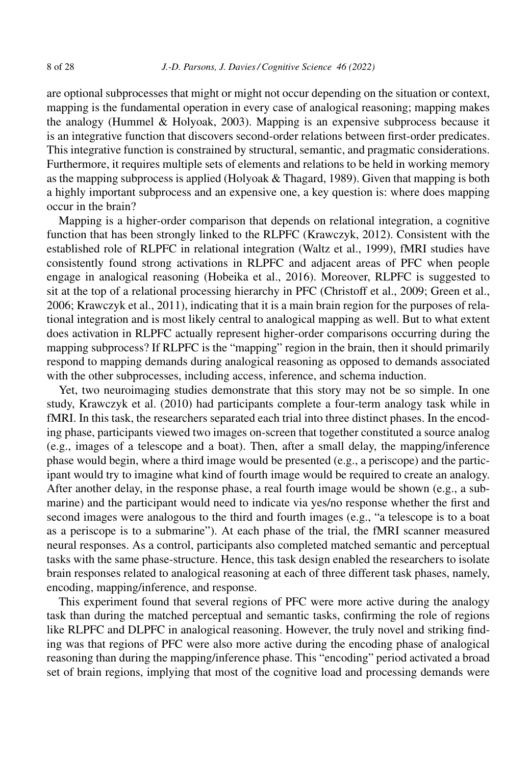are optional subprocesses that might or might not occur depending on the situation or context, mapping is the fundamental operation in every case of analogical reasoning; mapping makes the analogy (Hummel & Holyoak, 2003). Mapping is an expensive subprocess because it is an integrative function that discovers second-order relations between first-order predicates. This integrative function is constrained by structural, semantic, and pragmatic considerations. Furthermore, it requires multiple sets of elements and relations to be held in working memory as the mapping subprocess is applied (Holyoak & Thagard, 1989). Given that mapping is both a highly important subprocess and an expensive one, a key question is: where does mapping occur in the brain?

Mapping is a higher-order comparison that depends on relational integration, a cognitive function that has been strongly linked to the RLPFC (Krawczyk, 2012). Consistent with the established role of RLPFC in relational integration (Waltz et al., 1999), fMRI studies have consistently found strong activations in RLPFC and adjacent areas of PFC when people engage in analogical reasoning (Hobeika et al., 2016). Moreover, RLPFC is suggested to sit at the top of a relational processing hierarchy in PFC (Christoff et al., 2009; Green et al., 2006; Krawczyk et al., 2011), indicating that it is a main brain region for the purposes of relational integration and is most likely central to analogical mapping as well. But to what extent does activation in RLPFC actually represent higher-order comparisons occurring during the mapping subprocess? If RLPFC is the "mapping" region in the brain, then it should primarily respond to mapping demands during analogical reasoning as opposed to demands associated with the other subprocesses, including access, inference, and schema induction.

Yet, two neuroimaging studies demonstrate that this story may not be so simple. In one study, Krawczyk et al. (2010) had participants complete a four-term analogy task while in fMRI. In this task, the researchers separated each trial into three distinct phases. In the encoding phase, participants viewed two images on-screen that together constituted a source analog (e.g., images of a telescope and a boat). Then, after a small delay, the mapping/inference phase would begin, where a third image would be presented (e.g., a periscope) and the participant would try to imagine what kind of fourth image would be required to create an analogy. After another delay, in the response phase, a real fourth image would be shown (e.g., a submarine) and the participant would need to indicate via yes/no response whether the first and second images were analogous to the third and fourth images (e.g., "a telescope is to a boat as a periscope is to a submarine"). At each phase of the trial, the fMRI scanner measured neural responses. As a control, participants also completed matched semantic and perceptual tasks with the same phase-structure. Hence, this task design enabled the researchers to isolate brain responses related to analogical reasoning at each of three different task phases, namely, encoding, mapping/inference, and response.

This experiment found that several regions of PFC were more active during the analogy task than during the matched perceptual and semantic tasks, confirming the role of regions like RLPFC and DLPFC in analogical reasoning. However, the truly novel and striking finding was that regions of PFC were also more active during the encoding phase of analogical reasoning than during the mapping/inference phase. This "encoding" period activated a broad set of brain regions, implying that most of the cognitive load and processing demands were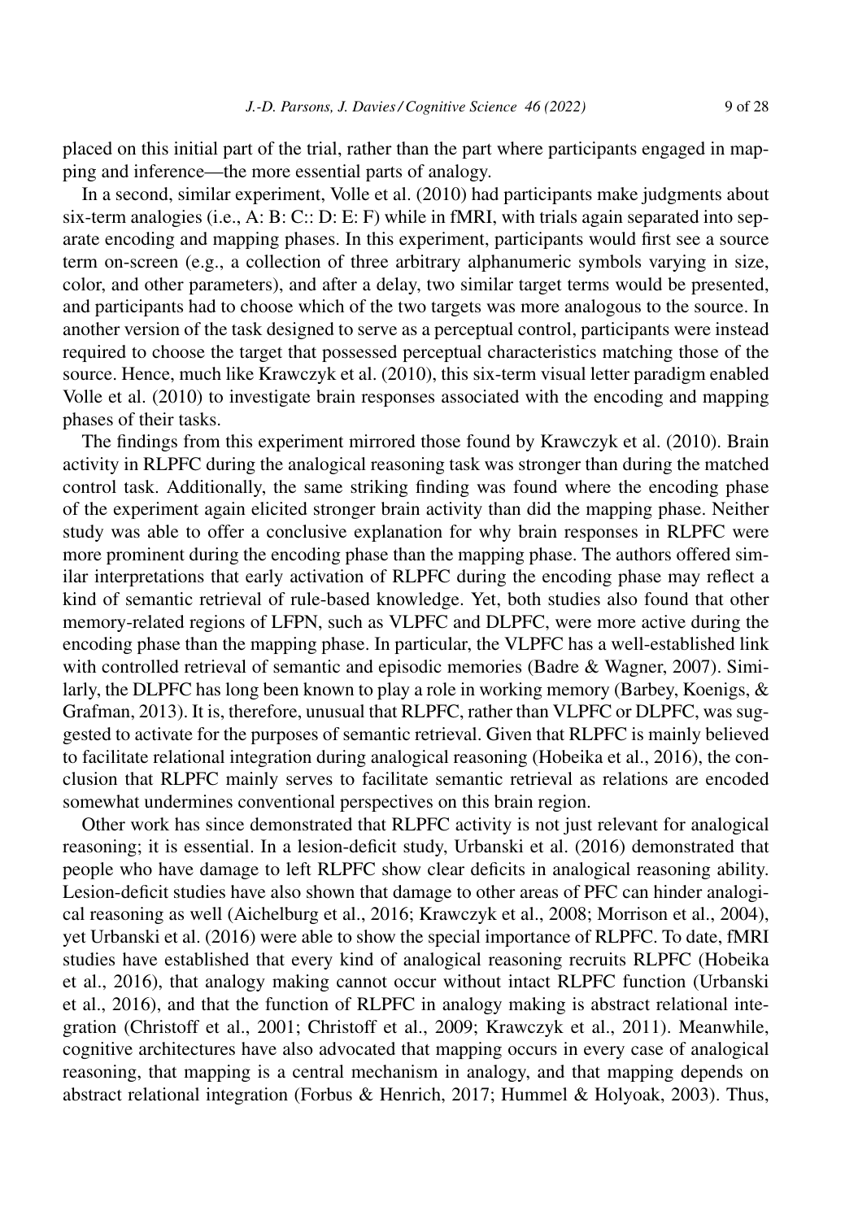placed on this initial part of the trial, rather than the part where participants engaged in mapping and inference—the more essential parts of analogy.

In a second, similar experiment, Volle et al. (2010) had participants make judgments about six-term analogies (i.e., A: B: C:: D: E: F) while in fMRI, with trials again separated into separate encoding and mapping phases. In this experiment, participants would first see a source term on-screen (e.g., a collection of three arbitrary alphanumeric symbols varying in size, color, and other parameters), and after a delay, two similar target terms would be presented, and participants had to choose which of the two targets was more analogous to the source. In another version of the task designed to serve as a perceptual control, participants were instead required to choose the target that possessed perceptual characteristics matching those of the source. Hence, much like Krawczyk et al. (2010), this six-term visual letter paradigm enabled Volle et al. (2010) to investigate brain responses associated with the encoding and mapping phases of their tasks.

The findings from this experiment mirrored those found by Krawczyk et al. (2010). Brain activity in RLPFC during the analogical reasoning task was stronger than during the matched control task. Additionally, the same striking finding was found where the encoding phase of the experiment again elicited stronger brain activity than did the mapping phase. Neither study was able to offer a conclusive explanation for why brain responses in RLPFC were more prominent during the encoding phase than the mapping phase. The authors offered similar interpretations that early activation of RLPFC during the encoding phase may reflect a kind of semantic retrieval of rule-based knowledge. Yet, both studies also found that other memory-related regions of LFPN, such as VLPFC and DLPFC, were more active during the encoding phase than the mapping phase. In particular, the VLPFC has a well-established link with controlled retrieval of semantic and episodic memories (Badre & Wagner, 2007). Similarly, the DLPFC has long been known to play a role in working memory (Barbey, Koenigs, & Grafman, 2013). It is, therefore, unusual that RLPFC, rather than VLPFC or DLPFC, was suggested to activate for the purposes of semantic retrieval. Given that RLPFC is mainly believed to facilitate relational integration during analogical reasoning (Hobeika et al., 2016), the conclusion that RLPFC mainly serves to facilitate semantic retrieval as relations are encoded somewhat undermines conventional perspectives on this brain region.

Other work has since demonstrated that RLPFC activity is not just relevant for analogical reasoning; it is essential. In a lesion-deficit study, Urbanski et al. (2016) demonstrated that people who have damage to left RLPFC show clear deficits in analogical reasoning ability. Lesion-deficit studies have also shown that damage to other areas of PFC can hinder analogical reasoning as well (Aichelburg et al., 2016; Krawczyk et al., 2008; Morrison et al., 2004), yet Urbanski et al. (2016) were able to show the special importance of RLPFC. To date, fMRI studies have established that every kind of analogical reasoning recruits RLPFC (Hobeika et al., 2016), that analogy making cannot occur without intact RLPFC function (Urbanski et al., 2016), and that the function of RLPFC in analogy making is abstract relational integration (Christoff et al., 2001; Christoff et al., 2009; Krawczyk et al., 2011). Meanwhile, cognitive architectures have also advocated that mapping occurs in every case of analogical reasoning, that mapping is a central mechanism in analogy, and that mapping depends on abstract relational integration (Forbus & Henrich, 2017; Hummel & Holyoak, 2003). Thus,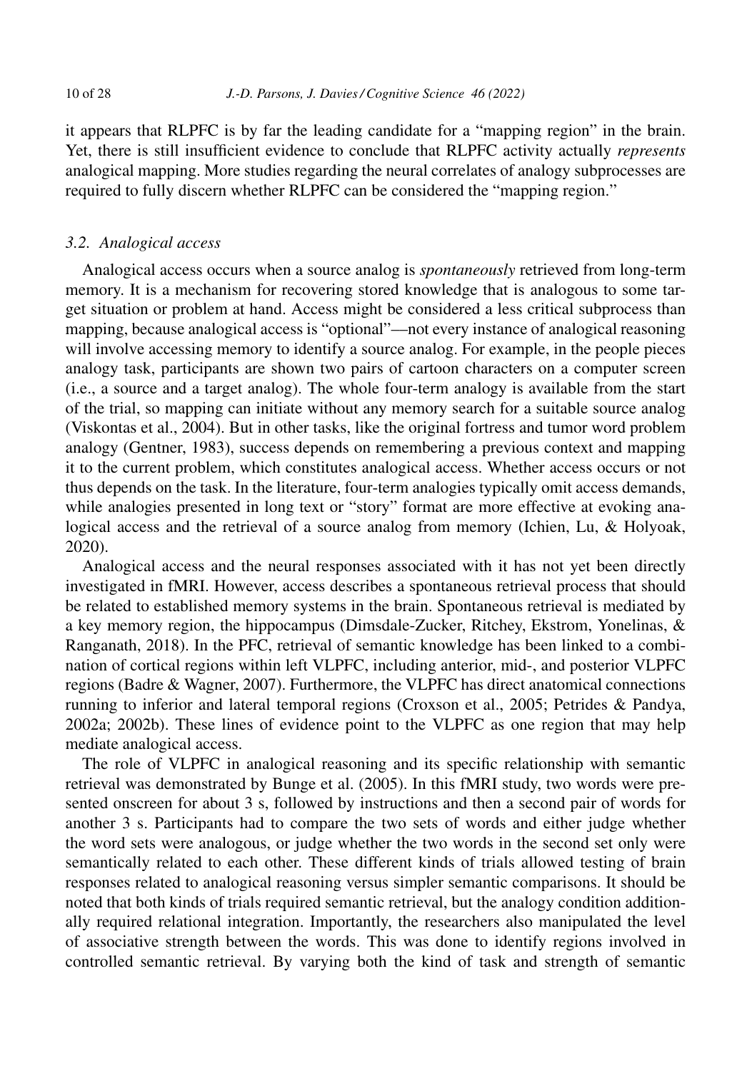it appears that RLPFC is by far the leading candidate for a "mapping region" in the brain. Yet, there is still insufficient evidence to conclude that RLPFC activity actually *represents* analogical mapping. More studies regarding the neural correlates of analogy subprocesses are required to fully discern whether RLPFC can be considered the "mapping region."

### 3.2. Analogical access

Analogical access occurs when a source analog is *spontaneously* retrieved from long-term memory. It is a mechanism for recovering stored knowledge that is analogous to some target situation or problem at hand. Access might be considered a less critical subprocess than mapping, because analogical access is "optional"—not every instance of analogical reasoning will involve accessing memory to identify a source analog. For example, in the people pieces analogy task, participants are shown two pairs of cartoon characters on a computer screen (i.e., a source and a target analog). The whole four-term analogy is available from the start of the trial, so mapping can initiate without any memory search for a suitable source analog (Viskontas et al., 2004). But in other tasks, like the original fortress and tumor word problem analogy (Gentner, 1983), success depends on remembering a previous context and mapping it to the current problem, which constitutes analogical access. Whether access occurs or not thus depends on the task. In the literature, four-term analogies typically omit access demands, while analogies presented in long text or "story" format are more effective at evoking analogical access and the retrieval of a source analog from memory (Ichien, Lu, & Holyoak, 2020).

Analogical access and the neural responses associated with it has not yet been directly investigated in fMRI. However, access describes a spontaneous retrieval process that should be related to established memory systems in the brain. Spontaneous retrieval is mediated by a key memory region, the hippocampus (Dimsdale-Zucker, Ritchey, Ekstrom, Yonelinas, & Ranganath, 2018). In the PFC, retrieval of semantic knowledge has been linked to a combination of cortical regions within left VLPFC, including anterior, mid-, and posterior VLPFC regions (Badre & Wagner, 2007). Furthermore, the VLPFC has direct anatomical connections running to inferior and lateral temporal regions (Croxson et al., 2005; Petrides & Pandya, 2002a; 2002b). These lines of evidence point to the VLPFC as one region that may help mediate analogical access.

The role of VLPFC in analogical reasoning and its specific relationship with semantic retrieval was demonstrated by Bunge et al. (2005). In this fMRI study, two words were presented onscreen for about 3 s, followed by instructions and then a second pair of words for another 3 s. Participants had to compare the two sets of words and either judge whether the word sets were analogous, or judge whether the two words in the second set only were semantically related to each other. These different kinds of trials allowed testing of brain responses related to analogical reasoning versus simpler semantic comparisons. It should be noted that both kinds of trials required semantic retrieval, but the analogy condition additionally required relational integration. Importantly, the researchers also manipulated the level of associative strength between the words. This was done to identify regions involved in controlled semantic retrieval. By varying both the kind of task and strength of semantic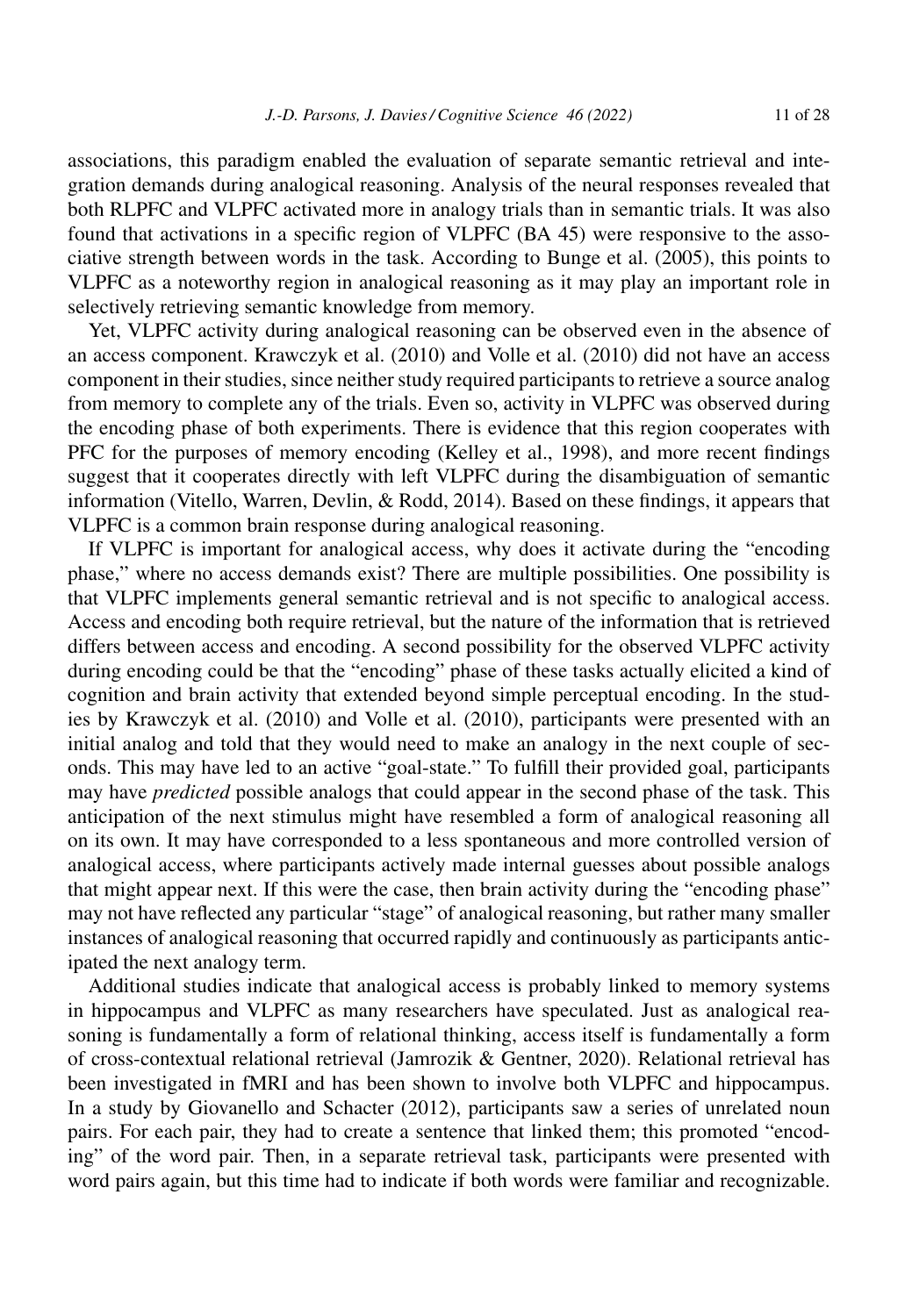associations, this paradigm enabled the evaluation of separate semantic retrieval and integration demands during analogical reasoning. Analysis of the neural responses revealed that both RLPFC and VLPFC activated more in analogy trials than in semantic trials. It was also found that activations in a specific region of VLPFC (BA 45) were responsive to the associative strength between words in the task. According to Bunge et al. (2005), this points to VLPFC as a noteworthy region in analogical reasoning as it may play an important role in selectively retrieving semantic knowledge from memory.

Yet, VLPFC activity during analogical reasoning can be observed even in the absence of an access component. Krawczyk et al. (2010) and Volle et al. (2010) did not have an access component in their studies, since neither study required participants to retrieve a source analog from memory to complete any of the trials. Even so, activity in VLPFC was observed during the encoding phase of both experiments. There is evidence that this region cooperates with PFC for the purposes of memory encoding (Kelley et al., 1998), and more recent findings suggest that it cooperates directly with left VLPFC during the disambiguation of semantic information (Vitello, Warren, Devlin, & Rodd, 2014). Based on these findings, it appears that VLPFC is a common brain response during analogical reasoning.

If VLPFC is important for analogical access, why does it activate during the "encoding phase," where no access demands exist? There are multiple possibilities. One possibility is that VLPFC implements general semantic retrieval and is not specific to analogical access. Access and encoding both require retrieval, but the nature of the information that is retrieved differs between access and encoding. A second possibility for the observed VLPFC activity during encoding could be that the "encoding" phase of these tasks actually elicited a kind of cognition and brain activity that extended beyond simple perceptual encoding. In the studies by Krawczyk et al. (2010) and Volle et al. (2010), participants were presented with an initial analog and told that they would need to make an analogy in the next couple of seconds. This may have led to an active "goal-state." To fulfill their provided goal, participants may have *predicted* possible analogs that could appear in the second phase of the task. This anticipation of the next stimulus might have resembled a form of analogical reasoning all on its own. It may have corresponded to a less spontaneous and more controlled version of analogical access, where participants actively made internal guesses about possible analogs that might appear next. If this were the case, then brain activity during the "encoding phase" may not have reflected any particular "stage" of analogical reasoning, but rather many smaller instances of analogical reasoning that occurred rapidly and continuously as participants anticipated the next analogy term.

Additional studies indicate that analogical access is probably linked to memory systems in hippocampus and VLPFC as many researchers have speculated. Just as analogical reasoning is fundamentally a form of relational thinking, access itself is fundamentally a form of cross-contextual relational retrieval (Jamrozik & Gentner, 2020). Relational retrieval has been investigated in fMRI and has been shown to involve both VLPFC and hippocampus. In a study by Giovanello and Schacter (2012), participants saw a series of unrelated noun pairs. For each pair, they had to create a sentence that linked them; this promoted "encoding" of the word pair. Then, in a separate retrieval task, participants were presented with word pairs again, but this time had to indicate if both words were familiar and recognizable.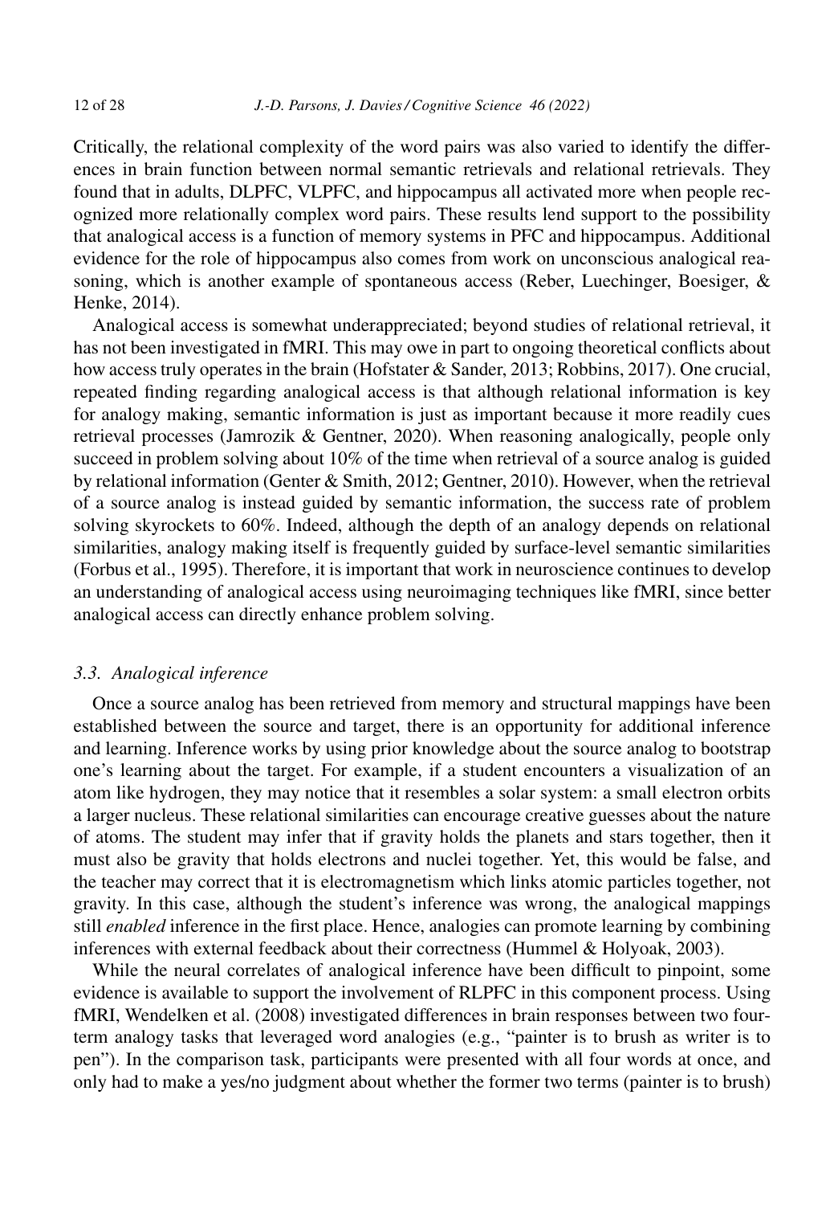Critically, the relational complexity of the word pairs was also varied to identify the differences in brain function between normal semantic retrievals and relational retrievals. They found that in adults, DLPFC, VLPFC, and hippocampus all activated more when people recognized more relationally complex word pairs. These results lend support to the possibility that analogical access is a function of memory systems in PFC and hippocampus. Additional evidence for the role of hippocampus also comes from work on unconscious analogical reasoning, which is another example of spontaneous access (Reber, Luechinger, Boesiger, & Henke, 2014).

Analogical access is somewhat underappreciated; beyond studies of relational retrieval, it has not been investigated in fMRI. This may owe in part to ongoing theoretical conflicts about how access truly operates in the brain (Hofstater & Sander, 2013; Robbins, 2017). One crucial, repeated finding regarding analogical access is that although relational information is key for analogy making, semantic information is just as important because it more readily cues retrieval processes (Jamrozik & Gentner, 2020). When reasoning analogically, people only succeed in problem solving about 10% of the time when retrieval of a source analog is guided by relational information (Genter & Smith, 2012; Gentner, 2010). However, when the retrieval of a source analog is instead guided by semantic information, the success rate of problem solving skyrockets to 60%. Indeed, although the depth of an analogy depends on relational similarities, analogy making itself is frequently guided by surface-level semantic similarities (Forbus et al., 1995). Therefore, it is important that work in neuroscience continues to develop an understanding of analogical access using neuroimaging techniques like fMRI, since better analogical access can directly enhance problem solving.

### *3.3. Analogical inference*

Once a source analog has been retrieved from memory and structural mappings have been established between the source and target, there is an opportunity for additional inference and learning. Inference works by using prior knowledge about the source analog to bootstrap one's learning about the target. For example, if a student encounters a visualization of an atom like hydrogen, they may notice that it resembles a solar system: a small electron orbits a larger nucleus. These relational similarities can encourage creative guesses about the nature of atoms. The student may infer that if gravity holds the planets and stars together, then it must also be gravity that holds electrons and nuclei together. Yet, this would be false, and the teacher may correct that it is electromagnetism which links atomic particles together, not gravity. In this case, although the student's inference was wrong, the analogical mappings still *enabled* inference in the first place. Hence, analogies can promote learning by combining inferences with external feedback about their correctness (Hummel & Holyoak, 2003).

While the neural correlates of analogical inference have been difficult to pinpoint, some evidence is available to support the involvement of RLPFC in this component process. Using fMRI, Wendelken et al. (2008) investigated differences in brain responses between two four-term analogy tasks that leveraged word analogies (e.g., "painter is to brush as writer is to pen"). In the comparison task, participants were presented with all four words at once, and only had to make a yes/no judgment about whether the former two terms (painter is to brush)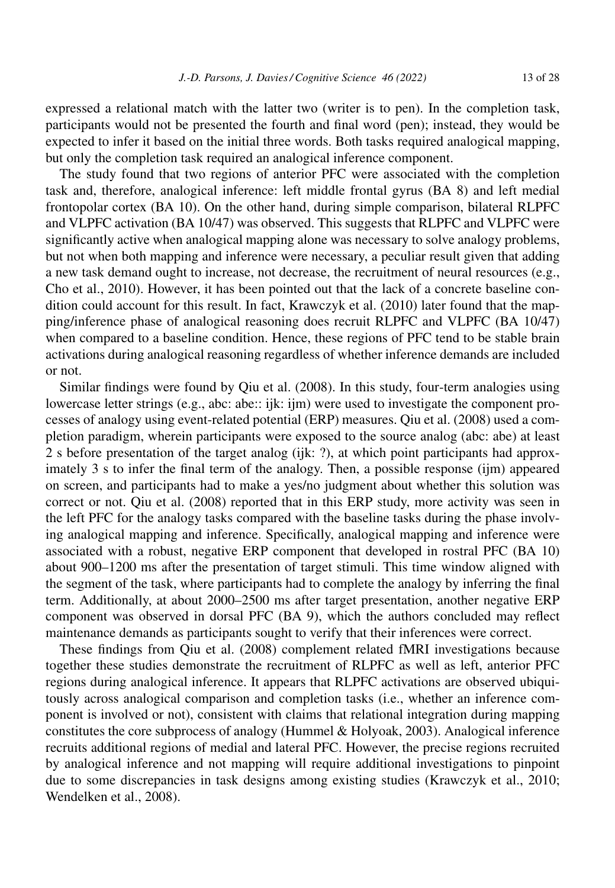expressed a relational match with the latter two (writer is to pen). In the completion task, participants would not be presented the fourth and final word (pen); instead, they would be expected to infer it based on the initial three words. Both tasks required analogical mapping, but only the completion task required an analogical inference component.

The study found that two regions of anterior PFC were associated with the completion task and, therefore, analogical inference: left middle frontal gyrus (BA 8) and left medial frontopolar cortex (BA 10). On the other hand, during simple comparison, bilateral RLPFC and VLPFC activation (BA 10/47) was observed. This suggests that RLPFC and VLPFC were significantly active when analogical mapping alone was necessary to solve analogy problems, but not when both mapping and inference were necessary, a peculiar result given that adding a new task demand ought to increase, not decrease, the recruitment of neural resources (e.g., Cho et al., 2010). However, it has been pointed out that the lack of a concrete baseline condition could account for this result. In fact, Krawczyk et al. (2010) later found that the mapping/inference phase of analogical reasoning does recruit RLPFC and VLPFC (BA 10/47) when compared to a baseline condition. Hence, these regions of PFC tend to be stable brain activations during analogical reasoning regardless of whether inference demands are included or not.

Similar findings were found by Qiu et al. (2008). In this study, four-term analogies using lowercase letter strings (e.g., abc: abe:: ijk: ijm) were used to investigate the component processes of analogy using event-related potential (ERP) measures. Qiu et al. (2008) used a completion paradigm, wherein participants were exposed to the source analog (abc: abe) at least 2 s before presentation of the target analog (ijk: ?), at which point participants had approximately 3 s to infer the final term of the analogy. Then, a possible response (ijm) appeared on screen, and participants had to make a yes/no judgment about whether this solution was correct or not. Qiu et al. (2008) reported that in this ERP study, more activity was seen in the left PFC for the analogy tasks compared with the baseline tasks during the phase involving analogical mapping and inference. Specifically, analogical mapping and inference were associated with a robust, negative ERP component that developed in rostral PFC (BA 10) about 900–1200 ms after the presentation of target stimuli. This time window aligned with the segment of the task, where participants had to complete the analogy by inferring the final term. Additionally, at about 2000–2500 ms after target presentation, another negative ERP component was observed in dorsal PFC (BA 9), which the authors concluded may reflect maintenance demands as participants sought to verify that their inferences were correct.

These findings from Qiu et al. (2008) complement related fMRI investigations because together these studies demonstrate the recruitment of RLPFC as well as left, anterior PFC regions during analogical inference. It appears that RLPFC activations are observed ubiquitously across analogical comparison and completion tasks (i.e., whether an inference component is involved or not), consistent with claims that relational integration during mapping constitutes the core subprocess of analogy (Hummel & Holyoak, 2003). Analogical inference recruits additional regions of medial and lateral PFC. However, the precise regions recruited by analogical inference and not mapping will require additional investigations to pinpoint due to some discrepancies in task designs among existing studies (Krawczyk et al., 2010; Wendelken et al., 2008).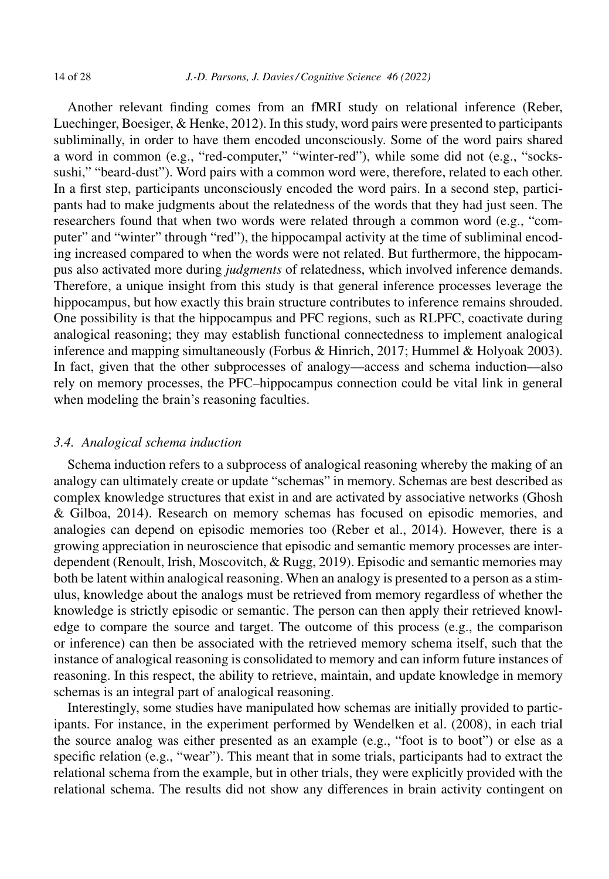Another relevant finding comes from an fMRI study on relational inference (Reber, Luechinger, Boesiger, & Henke, 2012). In this study, word pairs were presented to participants subliminally, in order to have them encoded unconsciously. Some of the word pairs shared a word in common (e.g., "red-computer," "winter-red"), while some did not (e.g., "socks-sushi," "beard-dust"). Word pairs with a common word were, therefore, related to each other. In a first step, participants unconsciously encoded the word pairs. In a second step, participants had to make judgments about the relatedness of the words that they had just seen. The researchers found that when two words were related through a common word (e.g., "computer" and "winter" through "red"), the hippocampal activity at the time of subliminal encoding increased compared to when the words were not related. But furthermore, the hippocampus also activated more during *judgments* of relatedness, which involved inference demands. Therefore, a unique insight from this study is that general inference processes leverage the hippocampus, but how exactly this brain structure contributes to inference remains shrouded. One possibility is that the hippocampus and PFC regions, such as RLPFC, coactivate during analogical reasoning; they may establish functional connectedness to implement analogical inference and mapping simultaneously (Forbus & Hinrich, 2017; Hummel & Holyoak 2003). In fact, given that the other subprocesses of analogy—access and schema induction—also rely on memory processes, the PFC–hippocampus connection could be vital link in general when modeling the brain's reasoning faculties.

### *3.4. Analogical schema induction*

Schema induction refers to a subprocess of analogical reasoning whereby the making of an analogy can ultimately create or update "schemas" in memory. Schemas are best described as complex knowledge structures that exist in and are activated by associative networks (Ghosh & Gilboa, 2014). Research on memory schemas has focused on episodic memories, and analogies can depend on episodic memories too (Reber et al., 2014). However, there is a growing appreciation in neuroscience that episodic and semantic memory processes are interdependent (Renoult, Irish, Moscovitch, & Rugg, 2019). Episodic and semantic memories may both be latent within analogical reasoning. When an analogy is presented to a person as a stimulus, knowledge about the analogs must be retrieved from memory regardless of whether the knowledge is strictly episodic or semantic. The person can then apply their retrieved knowledge to compare the source and target. The outcome of this process (e.g., the comparison or inference) can then be associated with the retrieved memory schema itself, such that the instance of analogical reasoning is consolidated to memory and can inform future instances of reasoning. In this respect, the ability to retrieve, maintain, and update knowledge in memory schemas is an integral part of analogical reasoning.

Interestingly, some studies have manipulated how schemas are initially provided to participants. For instance, in the experiment performed by Wendelken et al. (2008), in each trial the source analog was either presented as an example (e.g., "foot is to boot") or else as a specific relation (e.g., "wear"). This meant that in some trials, participants had to extract the relational schema from the example, but in other trials, they were explicitly provided with the relational schema. The results did not show any differences in brain activity contingent on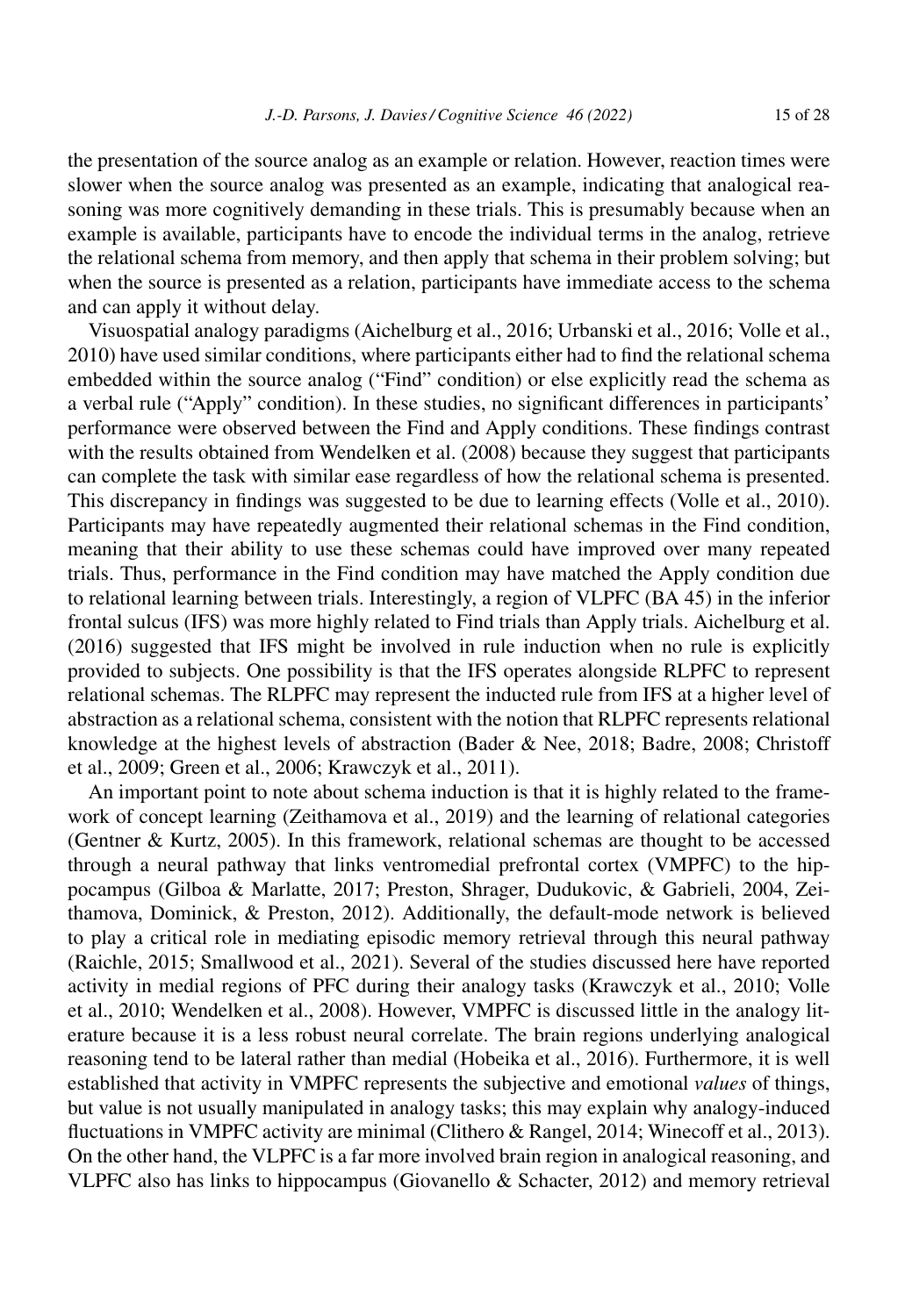the presentation of the source analog as an example or relation. However, reaction times were slower when the source analog was presented as an example, indicating that analogical reasoning was more cognitively demanding in these trials. This is presumably because when an example is available, participants have to encode the individual terms in the analog, retrieve the relational schema from memory, and then apply that schema in their problem solving; but when the source is presented as a relation, participants have immediate access to the schema and can apply it without delay.

Visuospatial analogy paradigms (Aichelburg et al., 2016; Urbanski et al., 2016; Volle et al., 2010) have used similar conditions, where participants either had to find the relational schema embedded within the source analog ("Find" condition) or else explicitly read the schema as a verbal rule ("Apply" condition). In these studies, no significant differences in participants' performance were observed between the Find and Apply conditions. These findings contrast with the results obtained from Wendelken et al. (2008) because they suggest that participants can complete the task with similar ease regardless of how the relational schema is presented. This discrepancy in findings was suggested to be due to learning effects (Volle et al., 2010). Participants may have repeatedly augmented their relational schemas in the Find condition, meaning that their ability to use these schemas could have improved over many repeated trials. Thus, performance in the Find condition may have matched the Apply condition due to relational learning between trials. Interestingly, a region of VLPFC (BA 45) in the inferior frontal sulcus (IFS) was more highly related to Find trials than Apply trials. Aichelburg et al. (2016) suggested that IFS might be involved in rule induction when no rule is explicitly provided to subjects. One possibility is that the IFS operates alongside RLPFC to represent relational schemas. The RLPFC may represent the inducted rule from IFS at a higher level of abstraction as a relational schema, consistent with the notion that RLPFC represents relational knowledge at the highest levels of abstraction (Bader & Nee, 2018; Badre, 2008; Christoff et al., 2009; Green et al., 2006; Krawczyk et al., 2011).

An important point to note about schema induction is that it is highly related to the framework of concept learning (Zeithamova et al., 2019) and the learning of relational categories (Gentner & Kurtz, 2005). In this framework, relational schemas are thought to be accessed through a neural pathway that links ventromedial prefrontal cortex (VMPFC) to the hippocampus (Gilboa & Marlatte, 2017; Preston, Shrager, Dudukovic, & Gabrieli, 2004, Zeithamova, Dominick, & Preston, 2012). Additionally, the default-mode network is believed to play a critical role in mediating episodic memory retrieval through this neural pathway (Raichle, 2015; Smallwood et al., 2021). Several of the studies discussed here have reported activity in medial regions of PFC during their analogy tasks (Krawczyk et al., 2010; Volle et al., 2010; Wendelken et al., 2008). However, VMPFC is discussed little in the analogy literature because it is a less robust neural correlate. The brain regions underlying analogical reasoning tend to be lateral rather than medial (Hobeika et al., 2016). Furthermore, it is well established that activity in VMPFC represents the subjective and emotional *values* of things, but value is not usually manipulated in analogy tasks; this may explain why analogy-induced fluctuations in VMPFC activity are minimal (Clithero & Rangel, 2014; Winecoff et al., 2013). On the other hand, the VLPFC is a far more involved brain region in analogical reasoning, and VLPFC also has links to hippocampus (Giovanello & Schacter, 2012) and memory retrieval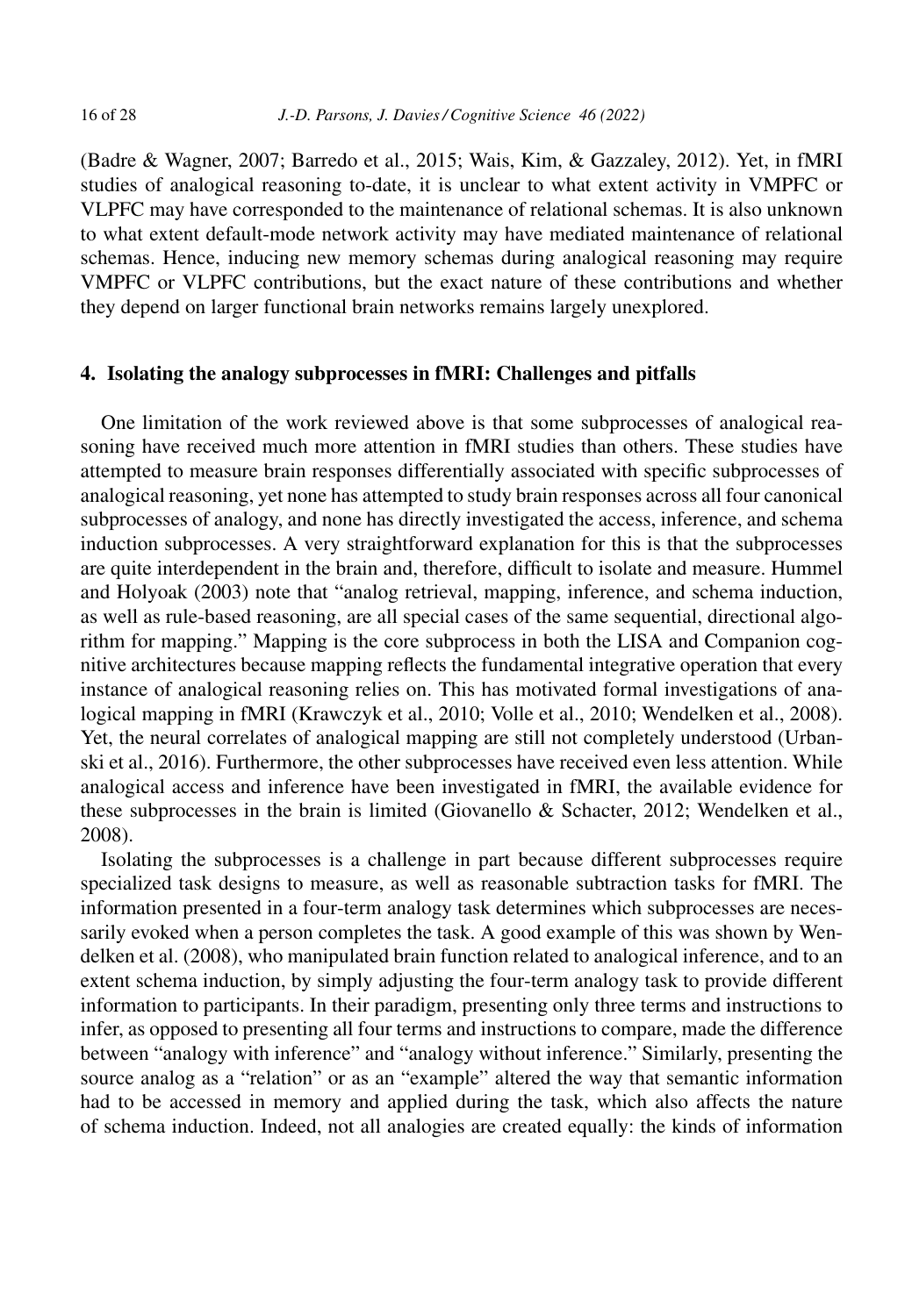(Badre & Wagner, 2007; Barredo et al., 2015; Wais, Kim, & Gazzaley, 2012). Yet, in fMRI studies of analogical reasoning to-date, it is unclear to what extent activity in VMPFC or VLPFC may have corresponded to the maintenance of relational schemas. It is also unknown to what extent default-mode network activity may have mediated maintenance of relational schemas. Hence, inducing new memory schemas during analogical reasoning may require VMPFC or VLPFC contributions, but the exact nature of these contributions and whether they depend on larger functional brain networks remains largely unexplored.

## 4. Isolating the analogy subprocesses in fMRI: Challenges and pitfalls

One limitation of the work reviewed above is that some subprocesses of analogical reasoning have received much more attention in fMRI studies than others. These studies have attempted to measure brain responses differentially associated with specific subprocesses of analogical reasoning, yet none has attempted to study brain responses across all four canonical subprocesses of analogy, and none has directly investigated the access, inference, and schema induction subprocesses. A very straightforward explanation for this is that the subprocesses are quite interdependent in the brain and, therefore, difficult to isolate and measure. Hummel and Holyoak (2003) note that "analog retrieval, mapping, inference, and schema induction, as well as rule-based reasoning, are all special cases of the same sequential, directional algorithm for mapping." Mapping is the core subprocess in both the LISA and Companion cognitive architectures because mapping reflects the fundamental integrative operation that every instance of analogical reasoning relies on. This has motivated formal investigations of analogical mapping in fMRI (Krawczyk et al., 2010; Volle et al., 2010; Wendelken et al., 2008). Yet, the neural correlates of analogical mapping are still not completely understood (Urbanski et al., 2016). Furthermore, the other subprocesses have received even less attention. While analogical access and inference have been investigated in fMRI, the available evidence for these subprocesses in the brain is limited (Giovanello & Schacter, 2012; Wendelken et al., 2008).

Isolating the subprocesses is a challenge in part because different subprocesses require specialized task designs to measure, as well as reasonable subtraction tasks for fMRI. The information presented in a four-term analogy task determines which subprocesses are necessarily evoked when a person completes the task. A good example of this was shown by Wendelken et al. (2008), who manipulated brain function related to analogical inference, and to an extent schema induction, by simply adjusting the four-term analogy task to provide different information to participants. In their paradigm, presenting only three terms and instructions to infer, as opposed to presenting all four terms and instructions to compare, made the difference between "analogy with inference" and "analogy without inference." Similarly, presenting the source analog as a "relation" or as an "example" altered the way that semantic information had to be accessed in memory and applied during the task, which also affects the nature of schema induction. Indeed, not all analogies are created equally: the kinds of information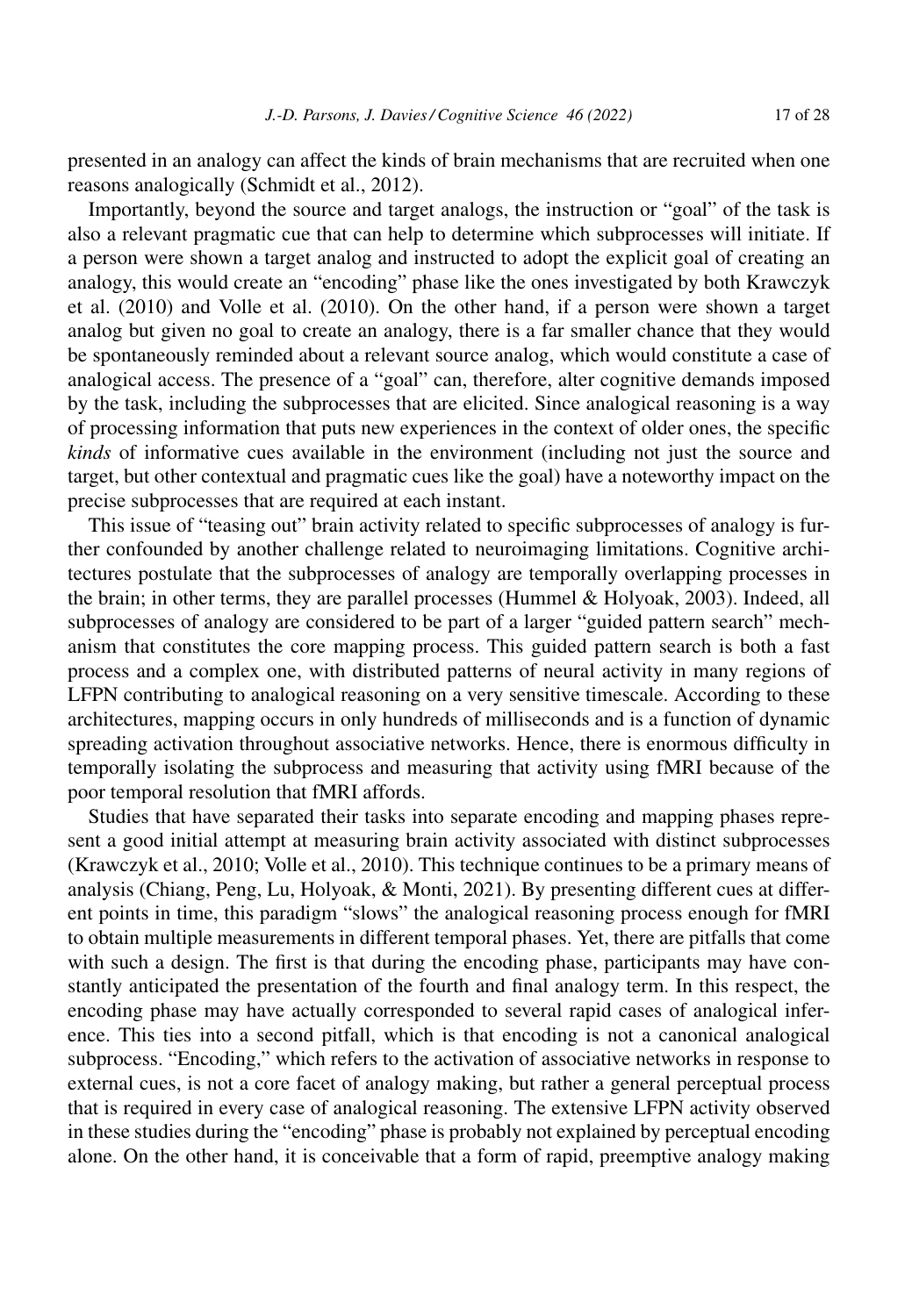presented in an analogy can affect the kinds of brain mechanisms that are recruited when one reasons analogically (Schmidt et al., 2012).

Importantly, beyond the source and target analogs, the instruction or "goal" of the task is also a relevant pragmatic cue that can help to determine which subprocesses will initiate. If a person were shown a target analog and instructed to adopt the explicit goal of creating an analogy, this would create an "encoding" phase like the ones investigated by both Krawczyk et al. (2010) and Volle et al. (2010). On the other hand, if a person were shown a target analog but given no goal to create an analogy, there is a far smaller chance that they would be spontaneously reminded about a relevant source analog, which would constitute a case of analogical access. The presence of a "goal" can, therefore, alter cognitive demands imposed by the task, including the subprocesses that are elicited. Since analogical reasoning is a way of processing information that puts new experiences in the context of older ones, the specific *kinds* of informative cues available in the environment (including not just the source and target, but other contextual and pragmatic cues like the goal) have a noteworthy impact on the precise subprocesses that are required at each instant.

This issue of "teasing out" brain activity related to specific subprocesses of analogy is further confounded by another challenge related to neuroimaging limitations. Cognitive architectures postulate that the subprocesses of analogy are temporally overlapping processes in the brain; in other terms, they are parallel processes (Hummel & Holyoak, 2003). Indeed, all subprocesses of analogy are considered to be part of a larger "guided pattern search" mechanism that constitutes the core mapping process. This guided pattern search is both a fast process and a complex one, with distributed patterns of neural activity in many regions of LFPN contributing to analogical reasoning on a very sensitive timescale. According to these architectures, mapping occurs in only hundreds of milliseconds and is a function of dynamic spreading activation throughout associative networks. Hence, there is enormous difficulty in temporally isolating the subprocess and measuring that activity using fMRI because of the poor temporal resolution that fMRI affords.

Studies that have separated their tasks into separate encoding and mapping phases represent a good initial attempt at measuring brain activity associated with distinct subprocesses (Krawczyk et al., 2010; Volle et al., 2010). This technique continues to be a primary means of analysis (Chiang, Peng, Lu, Holyoak, & Monti, 2021). By presenting different cues at different points in time, this paradigm "slows" the analogical reasoning process enough for fMRI to obtain multiple measurements in different temporal phases. Yet, there are pitfalls that come with such a design. The first is that during the encoding phase, participants may have constantly anticipated the presentation of the fourth and final analogy term. In this respect, the encoding phase may have actually corresponded to several rapid cases of analogical inference. This ties into a second pitfall, which is that encoding is not a canonical analogical subprocess. "Encoding," which refers to the activation of associative networks in response to external cues, is not a core facet of analogy making, but rather a general perceptual process that is required in every case of analogical reasoning. The extensive LFPN activity observed in these studies during the "encoding" phase is probably not explained by perceptual encoding alone. On the other hand, it is conceivable that a form of rapid, preemptive analogy making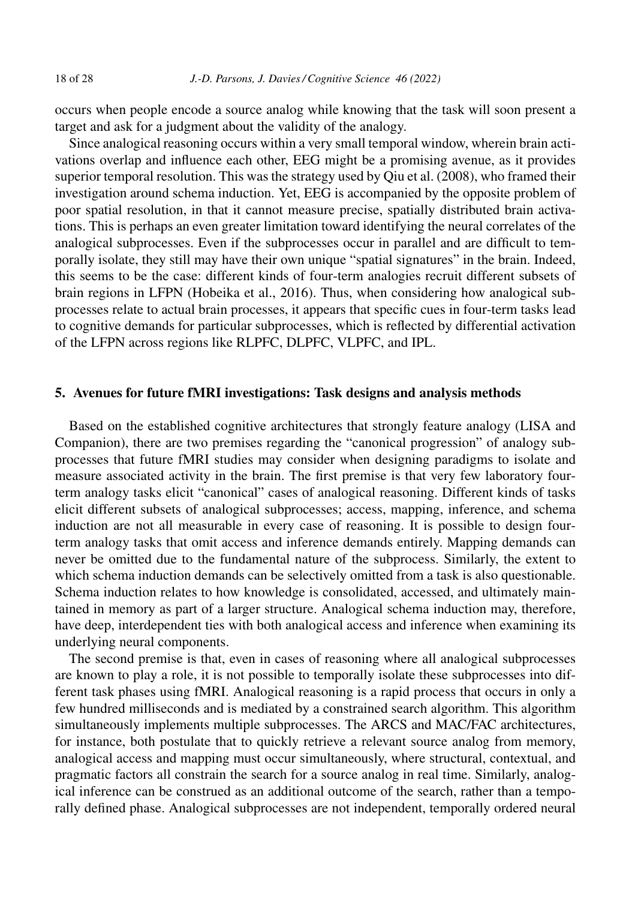occurs when people encode a source analog while knowing that the task will soon present a target and ask for a judgment about the validity of the analogy.

Since analogical reasoning occurs within a very small temporal window, wherein brain activations overlap and influence each other, EEG might be a promising avenue, as it provides superior temporal resolution. This was the strategy used by Qiu et al. (2008), who framed their investigation around schema induction. Yet, EEG is accompanied by the opposite problem of poor spatial resolution, in that it cannot measure precise, spatially distributed brain activations. This is perhaps an even greater limitation toward identifying the neural correlates of the analogical subprocesses. Even if the subprocesses occur in parallel and are difficult to temporally isolate, they still may have their own unique "spatial signatures" in the brain. Indeed, this seems to be the case: different kinds of four-term analogies recruit different subsets of brain regions in LFPN (Hobeika et al., 2016). Thus, when considering how analogical subprocesses relate to actual brain processes, it appears that specific cues in four-term tasks lead to cognitive demands for particular subprocesses, which is reflected by differential activation of the LFPN across regions like RLPFC, DLPFC, VLPFC, and IPL.

## 5. Avenues for future fMRI investigations: Task designs and analysis methods

Based on the established cognitive architectures that strongly feature analogy (LISA and Companion), there are two premises regarding the "canonical progression" of analogy subprocesses that future fMRI studies may consider when designing paradigms to isolate and measure associated activity in the brain. The first premise is that very few laboratory four-term analogy tasks elicit "canonical" cases of analogical reasoning. Different kinds of tasks elicit different subsets of analogical subprocesses; access, mapping, inference, and schema induction are not all measurable in every case of reasoning. It is possible to design four-term analogy tasks that omit access and inference demands entirely. Mapping demands can never be omitted due to the fundamental nature of the subprocess. Similarly, the extent to which schema induction demands can be selectively omitted from a task is also questionable. Schema induction relates to how knowledge is consolidated, accessed, and ultimately maintained in memory as part of a larger structure. Analogical schema induction may, therefore, have deep, interdependent ties with both analogical access and inference when examining its underlying neural components.

The second premise is that, even in cases of reasoning where all analogical subprocesses are known to play a role, it is not possible to temporally isolate these subprocesses into different task phases using fMRI. Analogical reasoning is a rapid process that occurs in only a few hundred milliseconds and is mediated by a constrained search algorithm. This algorithm simultaneously implements multiple subprocesses. The ARCS and MAC/FAC architectures, for instance, both postulate that to quickly retrieve a relevant source analog from memory, analogical access and mapping must occur simultaneously, where structural, contextual, and pragmatic factors all constrain the search for a source analog in real time. Similarly, analogical inference can be construed as an additional outcome of the search, rather than a temporally defined phase. Analogical subprocesses are not independent, temporally ordered neural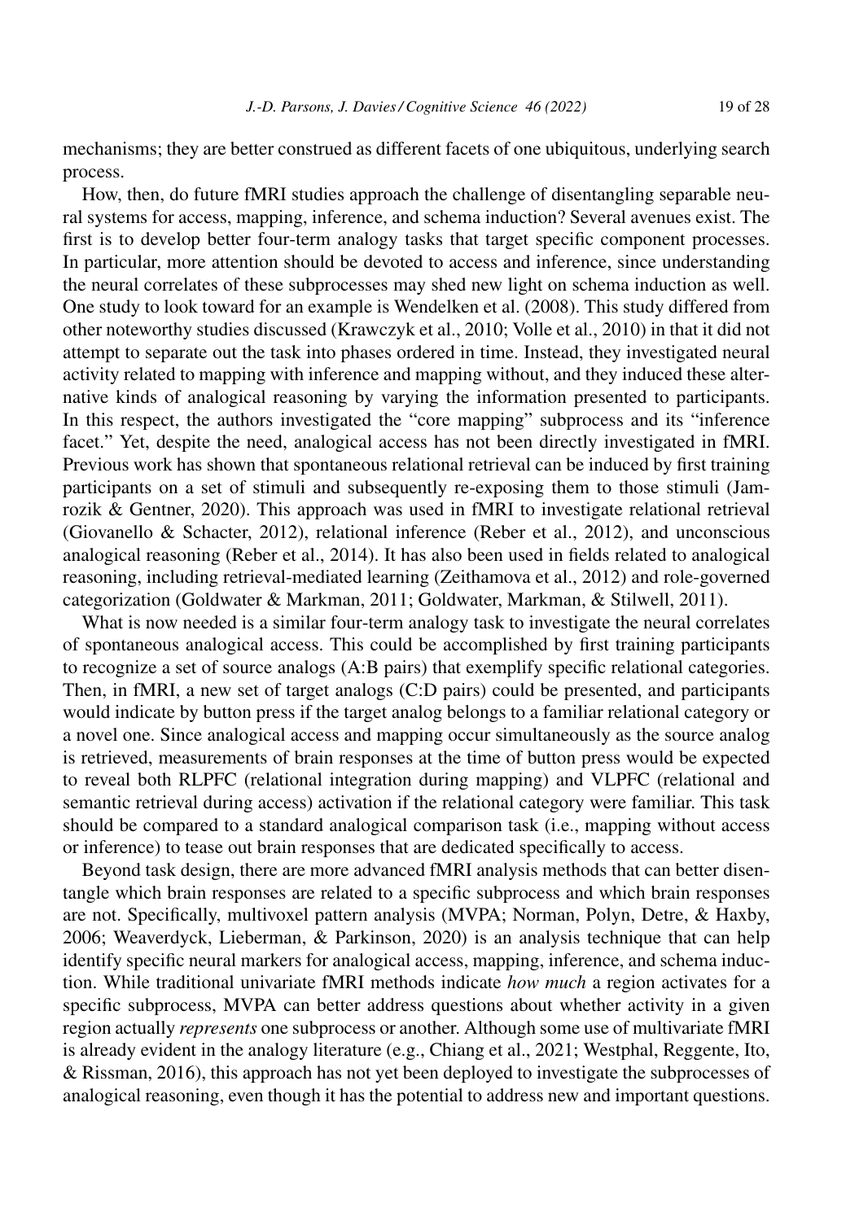mechanisms; they are better construed as different facets of one ubiquitous, underlying search process.

How, then, do future fMRI studies approach the challenge of disentangling separable neural systems for access, mapping, inference, and schema induction? Several avenues exist. The first is to develop better four-term analogy tasks that target specific component processes. In particular, more attention should be devoted to access and inference, since understanding the neural correlates of these subprocesses may shed new light on schema induction as well. One study to look toward for an example is Wendelken et al. (2008). This study differed from other noteworthy studies discussed (Krawczyk et al., 2010; Volle et al., 2010) in that it did not attempt to separate out the task into phases ordered in time. Instead, they investigated neural activity related to mapping with inference and mapping without, and they induced these alternative kinds of analogical reasoning by varying the information presented to participants. In this respect, the authors investigated the "core mapping" subprocess and its "inference facet." Yet, despite the need, analogical access has not been directly investigated in fMRI. Previous work has shown that spontaneous relational retrieval can be induced by first training participants on a set of stimuli and subsequently re-exposing them to those stimuli (Jamrozik & Gentner, 2020). This approach was used in fMRI to investigate relational retrieval (Giovanello & Schacter, 2012), relational inference (Reber et al., 2012), and unconscious analogical reasoning (Reber et al., 2014). It has also been used in fields related to analogical reasoning, including retrieval-mediated learning (Zeithamova et al., 2012) and role-governed categorization (Goldwater & Markman, 2011; Goldwater, Markman, & Stilwell, 2011).

What is now needed is a similar four-term analogy task to investigate the neural correlates of spontaneous analogical access. This could be accomplished by first training participants to recognize a set of source analogs (A:B pairs) that exemplify specific relational categories. Then, in fMRI, a new set of target analogs (C:D pairs) could be presented, and participants would indicate by button press if the target analog belongs to a familiar relational category or a novel one. Since analogical access and mapping occur simultaneously as the source analog is retrieved, measurements of brain responses at the time of button press would be expected to reveal both RLPFC (relational integration during mapping) and VLPFC (relational and semantic retrieval during access) activation if the relational category were familiar. This task should be compared to a standard analogical comparison task (i.e., mapping without access or inference) to tease out brain responses that are dedicated specifically to access.

Beyond task design, there are more advanced fMRI analysis methods that can better disentangle which brain responses are related to a specific subprocess and which brain responses are not. Specifically, multivoxel pattern analysis (MVPA; Norman, Polyn, Detre, & Haxby, 2006; Weaverdyck, Lieberman, & Parkinson, 2020) is an analysis technique that can help identify specific neural markers for analogical access, mapping, inference, and schema induction. While traditional univariate fMRI methods indicate *how much* a region activates for a specific subprocess, MVPA can better address questions about whether activity in a given region actually *represents* one subprocess or another. Although some use of multivariate fMRI is already evident in the analogy literature (e.g., Chiang et al., 2021; Westphal, Reggente, Ito, & Rissman, 2016), this approach has not yet been deployed to investigate the subprocesses of analogical reasoning, even though it has the potential to address new and important questions.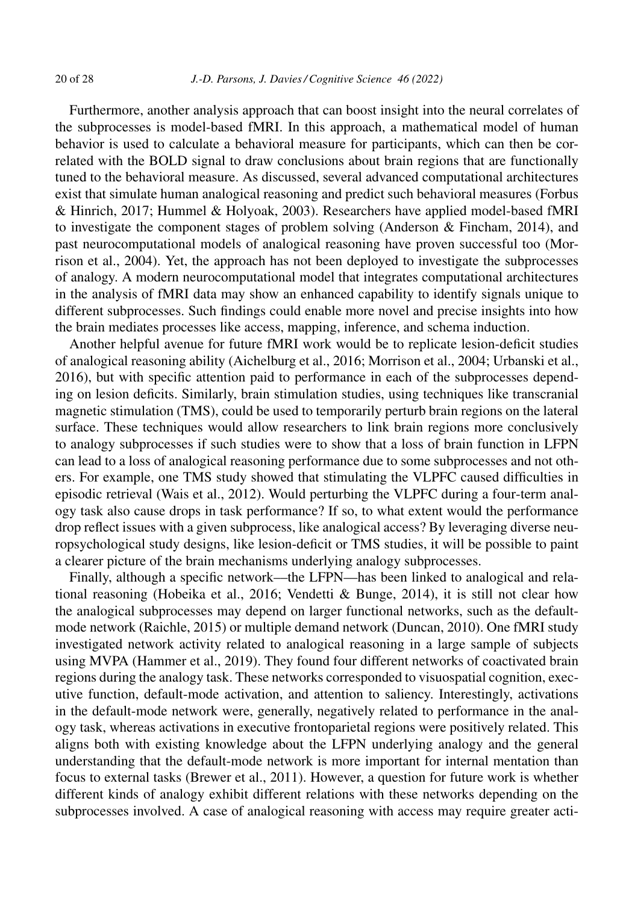Furthermore, another analysis approach that can boost insight into the neural correlates of the subprocesses is model-based fMRI. In this approach, a mathematical model of human behavior is used to calculate a behavioral measure for participants, which can then be correlated with the BOLD signal to draw conclusions about brain regions that are functionally tuned to the behavioral measure. As discussed, several advanced computational architectures exist that simulate human analogical reasoning and predict such behavioral measures (Forbus & Hinrich, 2017; Hummel & Holyoak, 2003). Researchers have applied model-based fMRI to investigate the component stages of problem solving (Anderson & Fincham, 2014), and past neurocomputational models of analogical reasoning have proven successful too (Morrison et al., 2004). Yet, the approach has not been deployed to investigate the subprocesses of analogy. A modern neurocomputational model that integrates computational architectures in the analysis of fMRI data may show an enhanced capability to identify signals unique to different subprocesses. Such findings could enable more novel and precise insights into how the brain mediates processes like access, mapping, inference, and schema induction.

Another helpful avenue for future fMRI work would be to replicate lesion-deficit studies of analogical reasoning ability (Aichelburg et al., 2016; Morrison et al., 2004; Urbanski et al., 2016), but with specific attention paid to performance in each of the subprocesses depending on lesion deficits. Similarly, brain stimulation studies, using techniques like transcranial magnetic stimulation (TMS), could be used to temporarily perturb brain regions on the lateral surface. These techniques would allow researchers to link brain regions more conclusively to analogy subprocesses if such studies were to show that a loss of brain function in LFPN can lead to a loss of analogical reasoning performance due to some subprocesses and not others. For example, one TMS study showed that stimulating the VLPFC caused difficulties in episodic retrieval (Wais et al., 2012). Would perturbing the VLPFC during a four-term analogy task also cause drops in task performance? If so, to what extent would the performance drop reflect issues with a given subprocess, like analogical access? By leveraging diverse neuropsychological study designs, like lesion-deficit or TMS studies, it will be possible to paint a clearer picture of the brain mechanisms underlying analogy subprocesses.

Finally, although a specific network—the LFPN—has been linked to analogical and relational reasoning (Hobeika et al., 2016; Vendetti & Bunge, 2014), it is still not clear how the analogical subprocesses may depend on larger functional networks, such as the default-mode network (Raichle, 2015) or multiple demand network (Duncan, 2010). One fMRI study investigated network activity related to analogical reasoning in a large sample of subjects using MVPA (Hammer et al., 2019). They found four different networks of coactivated brain regions during the analogy task. These networks corresponded to visuospatial cognition, executive function, default-mode activation, and attention to saliency. Interestingly, activations in the default-mode network were, generally, negatively related to performance in the analogy task, whereas activations in executive frontoparietal regions were positively related. This aligns both with existing knowledge about the LFPN underlying analogy and the general understanding that the default-mode network is more important for internal mentation than focus to external tasks (Brewer et al., 2011). However, a question for future work is whether different kinds of analogy exhibit different relations with these networks depending on the subprocesses involved. A case of analogical reasoning with access may require greater acti-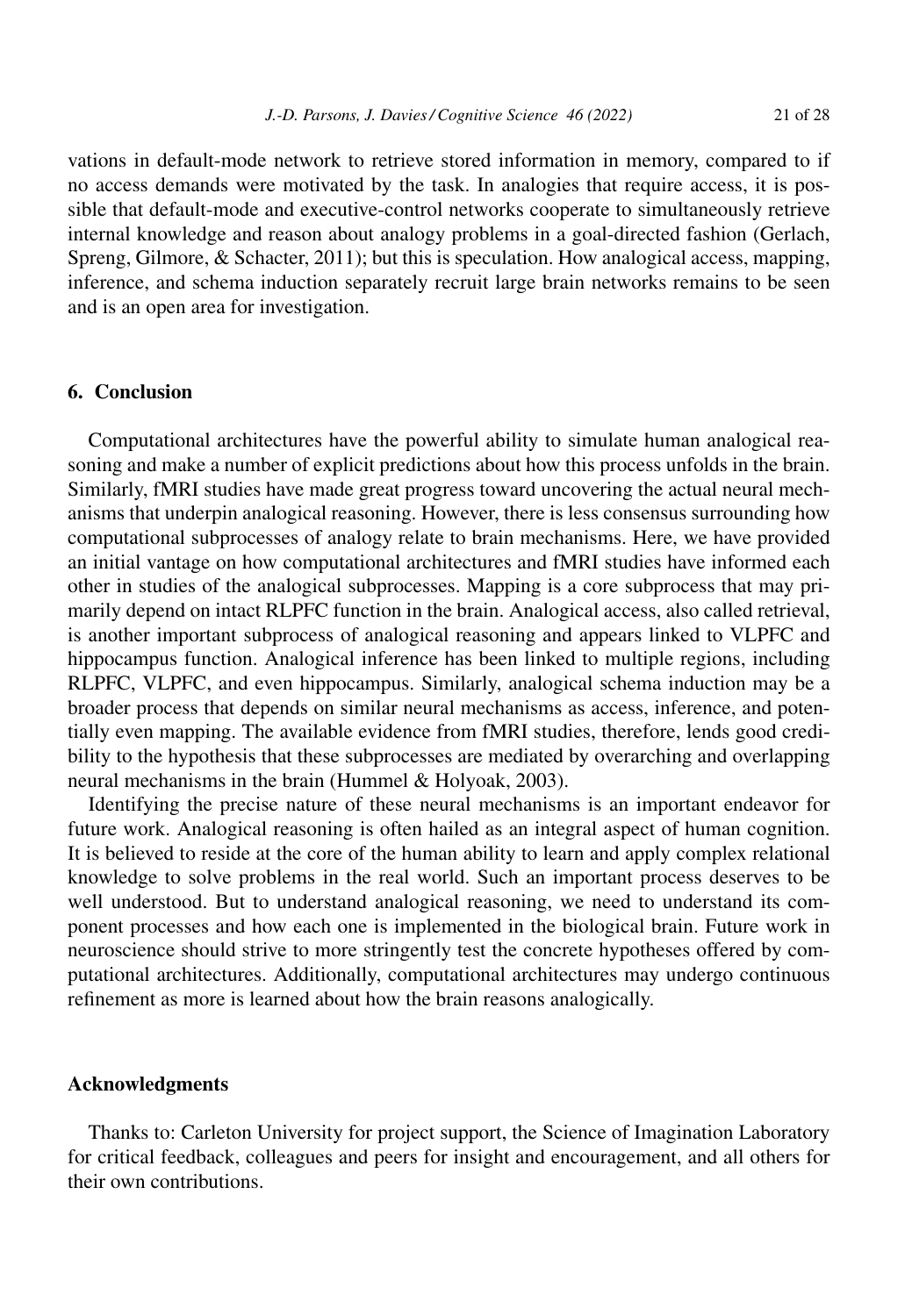vations in default-mode network to retrieve stored information in memory, compared to if no access demands were motivated by the task. In analogies that require access, it is possible that default-mode and executive-control networks cooperate to simultaneously retrieve internal knowledge and reason about analogy problems in a goal-directed fashion (Gerlach, Spreng, Gilmore, & Schacter, 2011); but this is speculation. How analogical access, mapping, inference, and schema induction separately recruit large brain networks remains to be seen and is an open area for investigation.

## 6. Conclusion

Computational architectures have the powerful ability to simulate human analogical reasoning and make a number of explicit predictions about how this process unfolds in the brain. Similarly, fMRI studies have made great progress toward uncovering the actual neural mechanisms that underpin analogical reasoning. However, there is less consensus surrounding how computational subprocesses of analogy relate to brain mechanisms. Here, we have provided an initial vantage on how computational architectures and fMRI studies have informed each other in studies of the analogical subprocesses. Mapping is a core subprocess that may primarily depend on intact RLPFC function in the brain. Analogical access, also called retrieval, is another important subprocess of analogical reasoning and appears linked to VLPFC and hippocampus function. Analogical inference has been linked to multiple regions, including RLPFC, VLPFC, and even hippocampus. Similarly, analogical schema induction may be a broader process that depends on similar neural mechanisms as access, inference, and potentially even mapping. The available evidence from fMRI studies, therefore, lends good credibility to the hypothesis that these subprocesses are mediated by overarching and overlapping neural mechanisms in the brain (Hummel & Holyoak, 2003).

Identifying the precise nature of these neural mechanisms is an important endeavor for future work. Analogical reasoning is often hailed as an integral aspect of human cognition. It is believed to reside at the core of the human ability to learn and apply complex relational knowledge to solve problems in the real world. Such an important process deserves to be well understood. But to understand analogical reasoning, we need to understand its component processes and how each one is implemented in the biological brain. Future work in neuroscience should strive to more stringently test the concrete hypotheses offered by computational architectures. Additionally, computational architectures may undergo continuous refinement as more is learned about how the brain reasons analogically.

## Acknowledgments

Thanks to: Carleton University for project support, the Science of Imagination Laboratory for critical feedback, colleagues and peers for insight and encouragement, and all others for their own contributions.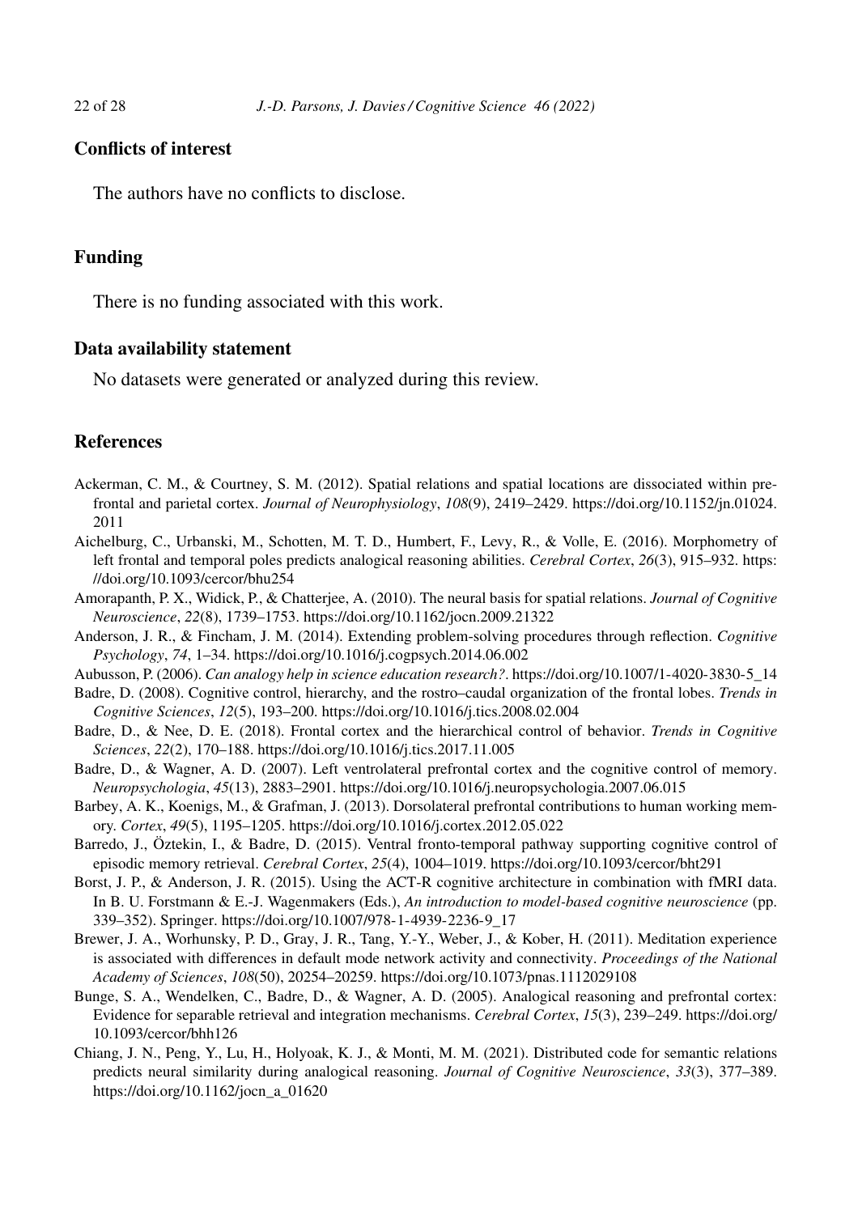## Conflicts of interest

The authors have no conflicts to disclose.

## Funding

There is no funding associated with this work.

## Data availability statement

No datasets were generated or analyzed during this review.

## References

Ackerman, C. M., & Courtney, S. M. (2012). Spatial relations and spatial locations are dissociated within prefrontal and parietal cortex. *Journal of Neurophysiology*, *108*(9), 2419–2429. https://doi.org/10.1152/jn.01024.2011

Aichelburg, C., Urbanski, M., Schotten, M. T. D., Humbert, F., Levy, R., & Volle, E. (2016). Morphometry of left frontal and temporal poles predicts analogical reasoning abilities. *Cerebral Cortex*, *26*(3), 915–932. https://doi.org/10.1093/cercor/bhu254

Amorapanth, P. X., Widick, P., & Chatterjee, A. (2010). The neural basis for spatial relations. *Journal of Cognitive Neuroscience*, *22*(8), 1739–1753. https://doi.org/10.1162/jocn.2009.21322

Anderson, J. R., & Fincham, J. M. (2014). Extending problem-solving procedures through reflection. *Cognitive Psychology*, *74*, 1–34. https://doi.org/10.1016/j.cogpsych.2014.06.002

Aubusson, P. (2006). *Can analogy help in science education research?*. https://doi.org/10.1007/1-4020-3830-5_14

Badre, D. (2008). Cognitive control, hierarchy, and the rostro–caudal organization of the frontal lobes. *Trends in Cognitive Sciences*, *12*(5), 193–200. https://doi.org/10.1016/j.tics.2008.02.004

Badre, D., & Nee, D. E. (2018). Frontal cortex and the hierarchical control of behavior. *Trends in Cognitive Sciences*, *22*(2), 170–188. https://doi.org/10.1016/j.tics.2017.11.005

Badre, D., & Wagner, A. D. (2007). Left ventrolateral prefrontal cortex and the cognitive control of memory. *Neuropsychologia*, *45*(13), 2883–2901. https://doi.org/10.1016/j.neuropsychologia.2007.06.015

Barbey, A. K., Koenigs, M., & Grafman, J. (2013). Dorsolateral prefrontal contributions to human working memory. *Cortex*, *49*(5), 1195–1205. https://doi.org/10.1016/j.cortex.2012.05.022

Barredo, J., Öztekin, I., & Badre, D. (2015). Ventral fronto-temporal pathway supporting cognitive control of episodic memory retrieval. *Cerebral Cortex*, *25*(4), 1004–1019. https://doi.org/10.1093/cercor/bht291

Borst, J. P., & Anderson, J. R. (2015). Using the ACT-R cognitive architecture in combination with fMRI data. In B. U. Forstmann & E.-J. Wagenmakers (Eds.), *An introduction to model-based cognitive neuroscience* (pp. 339–352). Springer. https://doi.org/10.1007/978-1-4939-2236-9_17

Brewer, J. A., Worhunsky, P. D., Gray, J. R., Tang, Y.-Y., Weber, J., & Kober, H. (2011). Meditation experience is associated with differences in default mode network activity and connectivity. *Proceedings of the National Academy of Sciences*, *108*(50), 20254–20259. https://doi.org/10.1073/pnas.1112029108

Bunge, S. A., Wendelken, C., Badre, D., & Wagner, A. D. (2005). Analogical reasoning and prefrontal cortex: Evidence for separable retrieval and integration mechanisms. *Cerebral Cortex*, *15*(3), 239–249. https://doi.org/10.1093/cercor/bhh126

Chiang, J. N., Peng, Y., Lu, H., Holyoak, K. J., & Monti, M. M. (2021). Distributed code for semantic relations predicts neural similarity during analogical reasoning. *Journal of Cognitive Neuroscience*, *33*(3), 377–389. https://doi.org/10.1162/jocn_a_01620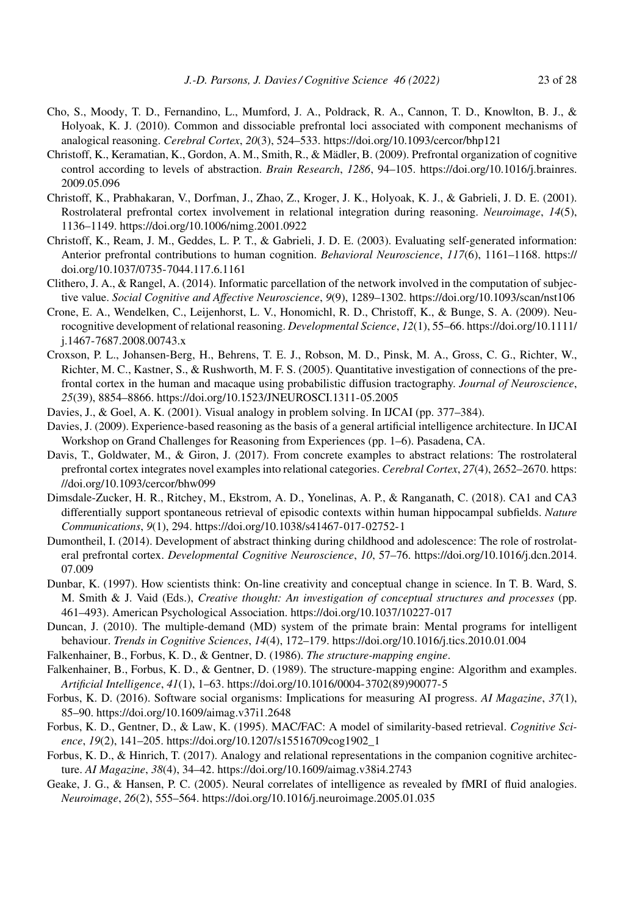Cho, S., Moody, T. D., Fernandino, L., Mumford, J. A., Poldrack, R. A., Cannon, T. D., Knowlton, B. J., & Holyoak, K. J. (2010). Common and dissociable prefrontal loci associated with component mechanisms of analogical reasoning. *Cerebral Cortex*, *20*(3), 524–533. https://doi.org/10.1093/cercor/bhp121

Christoff, K., Keramatian, K., Gordon, A. M., Smith, R., & Mädler, B. (2009). Prefrontal organization of cognitive control according to levels of abstraction. *Brain Research*, *1286*, 94–105. https://doi.org/10.1016/j.brainres.2009.05.096

Christoff, K., Prabhakaran, V., Dorfman, J., Zhao, Z., Kroger, J. K., Holyoak, K. J., & Gabrieli, J. D. E. (2001). Rostrolateral prefrontal cortex involvement in relational integration during reasoning. *Neuroimage*, *14*(5), 1136–1149. https://doi.org/10.1006/nimg.2001.0922

Christoff, K., Ream, J. M., Geddes, L. P. T., & Gabrieli, J. D. E. (2003). Evaluating self-generated information: Anterior prefrontal contributions to human cognition. *Behavioral Neuroscience*, *117*(6), 1161–1168. https://doi.org/10.1037/0735-7044.117.6.1161

Clithero, J. A., & Rangel, A. (2014). Informatic parcellation of the network involved in the computation of subjective value. *Social Cognitive and Affective Neuroscience*, *9*(9), 1289–1302. https://doi.org/10.1093/scan/nst106

Crone, E. A., Wendelken, C., Leijenhorst, L. V., Honomichl, R. D., Christoff, K., & Bunge, S. A. (2009). Neurocognitive development of relational reasoning. *Developmental Science*, *12*(1), 55–66. https://doi.org/10.1111/j.1467-7687.2008.00743.x

Croxson, P. L., Johansen-Berg, H., Behrens, T. E. J., Robson, M. D., Pinsk, M. A., Gross, C. G., Richter, W., Richter, M. C., Kastner, S., & Rushworth, M. F. S. (2005). Quantitative investigation of connections of the prefrontal cortex in the human and macaque using probabilistic diffusion tractography. *Journal of Neuroscience*, *25*(39), 8854–8866. https://doi.org/10.1523/JNEUROSCI.1311-05.2005

Davies, J., & Goel, A. K. (2001). Visual analogy in problem solving. In IJCAI (pp. 377–384).

Davies, J. (2009). Experience-based reasoning as the basis of a general artificial intelligence architecture. In IJCAI Workshop on Grand Challenges for Reasoning from Experiences (pp. 1–6). Pasadena, CA.

Davis, T., Goldwater, M., & Giron, J. (2017). From concrete examples to abstract relations: The rostrolateral prefrontal cortex integrates novel examples into relational categories. *Cerebral Cortex*, *27*(4), 2652–2670. https://doi.org/10.1093/cercor/bhw099

Dimsdale-Zucker, H. R., Ritchey, M., Ekstrom, A. D., Yonelinas, A. P., & Ranganath, C. (2018). CA1 and CA3 differentially support spontaneous retrieval of episodic contexts within human hippocampal subfields. *Nature Communications*, *9*(1), 294. https://doi.org/10.1038/s41467-017-02752-1

Dumontheil, I. (2014). Development of abstract thinking during childhood and adolescence: The role of rostrolateral prefrontal cortex. *Developmental Cognitive Neuroscience*, *10*, 57–76. https://doi.org/10.1016/j.dcn.2014.07.009

Dunbar, K. (1997). How scientists think: On-line creativity and conceptual change in science. In T. B. Ward, S. M. Smith & J. Vaid (Eds.), *Creative thought: An investigation of conceptual structures and processes* (pp. 461–493). American Psychological Association. https://doi.org/10.1037/10227-017

Duncan, J. (2010). The multiple-demand (MD) system of the primate brain: Mental programs for intelligent behaviour. *Trends in Cognitive Sciences*, *14*(4), 172–179. https://doi.org/10.1016/j.tics.2010.01.004

Falkenhainer, B., Forbus, K. D., & Gentner, D. (1986). *The structure-mapping engine*.

Falkenhainer, B., Forbus, K. D., & Gentner, D. (1989). The structure-mapping engine: Algorithm and examples. *Artificial Intelligence*, *41*(1), 1–63. https://doi.org/10.1016/0004-3702(89)90077-5

Forbus, K. D. (2016). Software social organisms: Implications for measuring AI progress. *AI Magazine*, *37*(1), 85–90. https://doi.org/10.1609/aimag.v37i1.2648

Forbus, K. D., Gentner, D., & Law, K. (1995). MAC/FAC: A model of similarity-based retrieval. *Cognitive Science*, *19*(2), 141–205. https://doi.org/10.1207/s15516709cog1902_1

Forbus, K. D., & Hinrich, T. (2017). Analogy and relational representations in the companion cognitive architecture. *AI Magazine*, *38*(4), 34–42. https://doi.org/10.1609/aimag.v38i4.2743

Geake, J. G., & Hansen, P. C. (2005). Neural correlates of intelligence as revealed by fMRI of fluid analogies. *Neuroimage*, *26*(2), 555–564. https://doi.org/10.1016/j.neuroimage.2005.01.035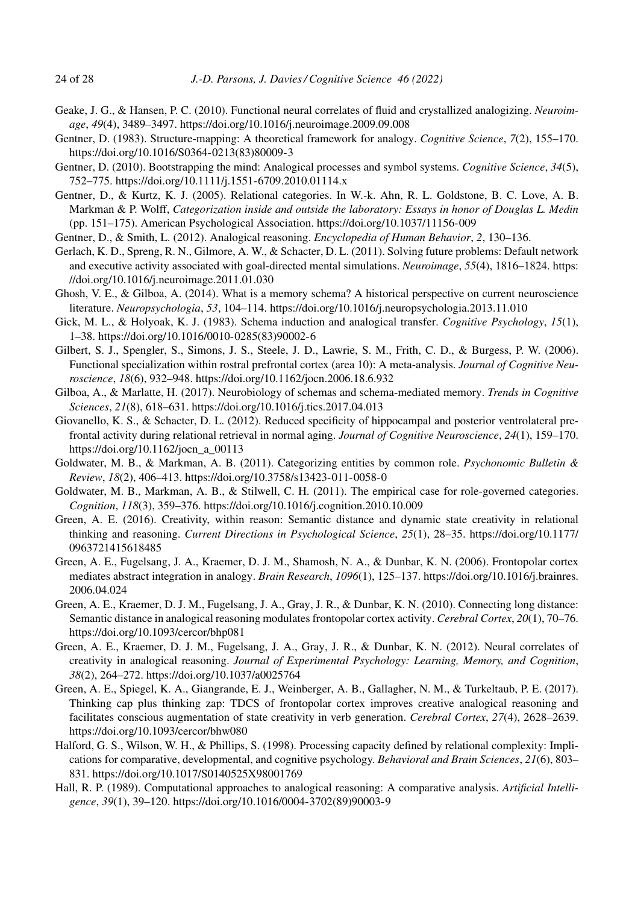Geake, J. G., & Hansen, P. C. (2010). Functional neural correlates of fluid and crystallized analogizing. *Neuroimage*, *49*(4), 3489–3497. https://doi.org/10.1016/j.neuroimage.2009.09.008

Gentner, D. (1983). Structure-mapping: A theoretical framework for analogy. *Cognitive Science*, *7*(2), 155–170. https://doi.org/10.1016/S0364-0213(83)80009-3

Gentner, D. (2010). Bootstrapping the mind: Analogical processes and symbol systems. *Cognitive Science*, *34*(5), 752–775. https://doi.org/10.1111/j.1551-6709.2010.01114.x

Gentner, D., & Kurtz, K. J. (2005). Relational categories. In W.-k. Ahn, R. L. Goldstone, B. C. Love, A. B. Markman & P. Wolff, *Categorization inside and outside the laboratory: Essays in honor of Douglas L. Medin* (pp. 151–175). American Psychological Association. https://doi.org/10.1037/11156-009

Gentner, D., & Smith, L. (2012). Analogical reasoning. *Encyclopedia of Human Behavior*, *2*, 130–136.

Gerlach, K. D., Spreng, R. N., Gilmore, A. W., & Schacter, D. L. (2011). Solving future problems: Default network and executive activity associated with goal-directed mental simulations. *Neuroimage*, *55*(4), 1816–1824. https://doi.org/10.1016/j.neuroimage.2011.01.030

Ghosh, V. E., & Gilboa, A. (2014). What is a memory schema? A historical perspective on current neuroscience literature. *Neuropsychologia*, *53*, 104–114. https://doi.org/10.1016/j.neuropsychologia.2013.11.010

Gick, M. L., & Holyoak, K. J. (1983). Schema induction and analogical transfer. *Cognitive Psychology*, *15*(1), 1–38. https://doi.org/10.1016/0010-0285(83)90002-6

Gilbert, S. J., Spengler, S., Simons, J. S., Steele, J. D., Lawrie, S. M., Frith, C. D., & Burgess, P. W. (2006). Functional specialization within rostral prefrontal cortex (area 10): A meta-analysis. *Journal of Cognitive Neuroscience*, *18*(6), 932–948. https://doi.org/10.1162/jocn.2006.18.6.932

Gilboa, A., & Marlatte, H. (2017). Neurobiology of schemas and schema-mediated memory. *Trends in Cognitive Sciences*, *21*(8), 618–631. https://doi.org/10.1016/j.tics.2017.04.013

Giovanello, K. S., & Schacter, D. L. (2012). Reduced specificity of hippocampal and posterior ventrolateral prefrontal activity during relational retrieval in normal aging. *Journal of Cognitive Neuroscience*, *24*(1), 159–170. https://doi.org/10.1162/jocn_a_00113

Goldwater, M. B., & Markman, A. B. (2011). Categorizing entities by common role. *Psychonomic Bulletin & Review*, *18*(2), 406–413. https://doi.org/10.3758/s13423-011-0058-0

Goldwater, M. B., Markman, A. B., & Stilwell, C. H. (2011). The empirical case for role-governed categories. *Cognition*, *118*(3), 359–376. https://doi.org/10.1016/j.cognition.2010.10.009

Green, A. E. (2016). Creativity, within reason: Semantic distance and dynamic state creativity in relational thinking and reasoning. *Current Directions in Psychological Science*, *25*(1), 28–35. https://doi.org/10.1177/0963721415618485

Green, A. E., Fugelsang, J. A., Kraemer, D. J. M., Shamosh, N. A., & Dunbar, K. N. (2006). Frontopolar cortex mediates abstract integration in analogy. *Brain Research*, *1096*(1), 125–137. https://doi.org/10.1016/j.brainres.2006.04.024

Green, A. E., Kraemer, D. J. M., Fugelsang, J. A., Gray, J. R., & Dunbar, K. N. (2010). Connecting long distance: Semantic distance in analogical reasoning modulates frontopolar cortex activity. *Cerebral Cortex*, *20*(1), 70–76. https://doi.org/10.1093/cercor/bhp081

Green, A. E., Kraemer, D. J. M., Fugelsang, J. A., Gray, J. R., & Dunbar, K. N. (2012). Neural correlates of creativity in analogical reasoning. *Journal of Experimental Psychology: Learning, Memory, and Cognition*, *38*(2), 264–272. https://doi.org/10.1037/a0025764

Green, A. E., Spiegel, K. A., Giangrande, E. J., Weinberger, A. B., Gallagher, N. M., & Turkeltaub, P. E. (2017). Thinking cap plus thinking zap: TDCS of frontopolar cortex improves creative analogical reasoning and facilitates conscious augmentation of state creativity in verb generation. *Cerebral Cortex*, *27*(4), 2628–2639. https://doi.org/10.1093/cercor/bhw080

Halford, G. S., Wilson, W. H., & Phillips, S. (1998). Processing capacity defined by relational complexity: Implications for comparative, developmental, and cognitive psychology. *Behavioral and Brain Sciences*, *21*(6), 803–831. https://doi.org/10.1017/S0140525X98001769

Hall, R. P. (1989). Computational approaches to analogical reasoning: A comparative analysis. *Artificial Intelligence*, *39*(1), 39–120. https://doi.org/10.1016/0004-3702(89)90003-9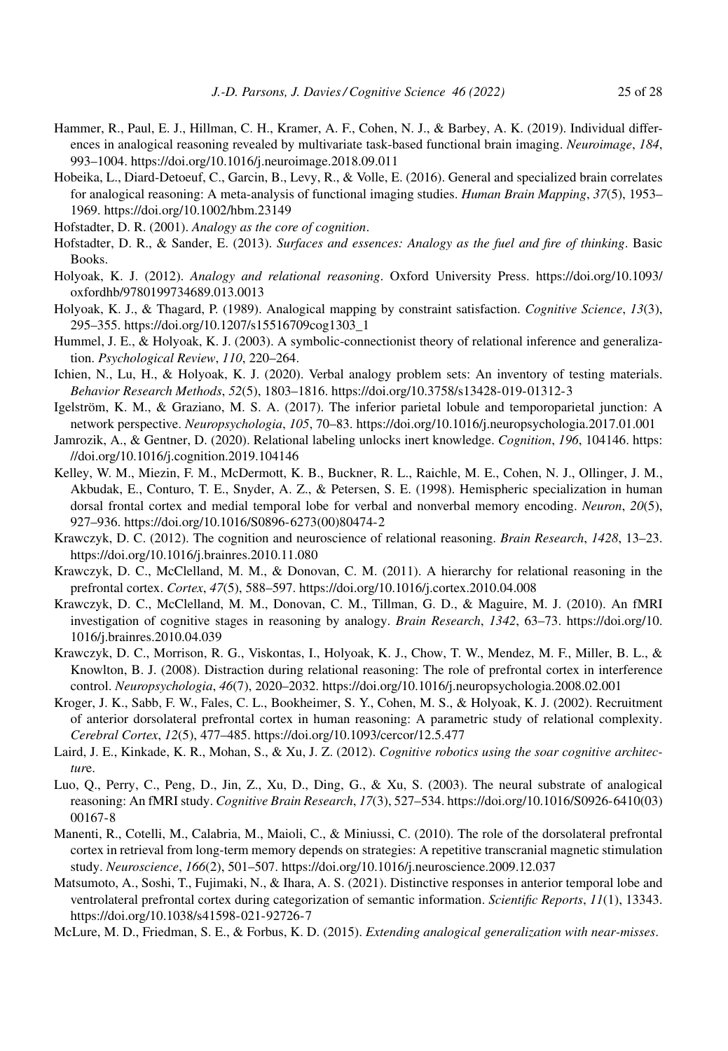Hammer, R., Paul, E. J., Hillman, C. H., Kramer, A. F., Cohen, N. J., & Barbey, A. K. (2019). Individual differences in analogical reasoning revealed by multivariate task-based functional brain imaging. *Neuroimage*, *184*, 993–1004. https://doi.org/10.1016/j.neuroimage.2018.09.011

Hobeika, L., Diard-Detoeuf, C., Garcin, B., Levy, R., & Volle, E. (2016). General and specialized brain correlates for analogical reasoning: A meta-analysis of functional imaging studies. *Human Brain Mapping*, *37*(5), 1953–1969. https://doi.org/10.1002/hbm.23149

Hofstadter, D. R. (2001). *Analogy as the core of cognition*.

Hofstadter, D. R., & Sander, E. (2013). *Surfaces and essences: Analogy as the fuel and fire of thinking*. Basic Books.

Holyoak, K. J. (2012). *Analogy and relational reasoning*. Oxford University Press. https://doi.org/10.1093/oxfordhb/9780199734689.013.0013

Holyoak, K. J., & Thagard, P. (1989). Analogical mapping by constraint satisfaction. *Cognitive Science*, *13*(3), 295–355. https://doi.org/10.1207/s15516709cog1303_1

Hummel, J. E., & Holyoak, K. J. (2003). A symbolic-connectionist theory of relational inference and generalization. *Psychological Review*, *110*, 220–264.

Ichien, N., Lu, H., & Holyoak, K. J. (2020). Verbal analogy problem sets: An inventory of testing materials. *Behavior Research Methods*, *52*(5), 1803–1816. https://doi.org/10.3758/s13428-019-01312-3

Igelström, K. M., & Graziano, M. S. A. (2017). The inferior parietal lobule and temporoparietal junction: A network perspective. *Neuropsychologia*, *105*, 70–83. https://doi.org/10.1016/j.neuropsychologia.2017.01.001

Jamrozik, A., & Gentner, D. (2020). Relational labeling unlocks inert knowledge. *Cognition*, *196*, 104146. https://doi.org/10.1016/j.cognition.2019.104146

Kelley, W. M., Miezin, F. M., McDermott, K. B., Buckner, R. L., Raichle, M. E., Cohen, N. J., Ollinger, J. M., Akbudak, E., Conturo, T. E., Snyder, A. Z., & Petersen, S. E. (1998). Hemispheric specialization in human dorsal frontal cortex and medial temporal lobe for verbal and nonverbal memory encoding. *Neuron*, *20*(5), 927–936. https://doi.org/10.1016/S0896-6273(00)80474-2

Krawczyk, D. C. (2012). The cognition and neuroscience of relational reasoning. *Brain Research*, *1428*, 13–23. https://doi.org/10.1016/j.brainres.2010.11.080

Krawczyk, D. C., McClelland, M. M., & Donovan, C. M. (2011). A hierarchy for relational reasoning in the prefrontal cortex. *Cortex*, *47*(5), 588–597. https://doi.org/10.1016/j.cortex.2010.04.008

Krawczyk, D. C., McClelland, M. M., Donovan, C. M., Tillman, G. D., & Maguire, M. J. (2010). An fMRI investigation of cognitive stages in reasoning by analogy. *Brain Research*, *1342*, 63–73. https://doi.org/10.1016/j.brainres.2010.04.039

Krawczyk, D. C., Morrison, R. G., Viskontas, I., Holyoak, K. J., Chow, T. W., Mendez, M. F., Miller, B. L., & Knowlton, B. J. (2008). Distraction during relational reasoning: The role of prefrontal cortex in interference control. *Neuropsychologia*, *46*(7), 2020–2032. https://doi.org/10.1016/j.neuropsychologia.2008.02.001

Kroger, J. K., Sabb, F. W., Fales, C. L., Bookheimer, S. Y., Cohen, M. S., & Holyoak, K. J. (2002). Recruitment of anterior dorsolateral prefrontal cortex in human reasoning: A parametric study of relational complexity. *Cerebral Cortex*, *12*(5), 477–485. https://doi.org/10.1093/cercor/12.5.477

Laird, J. E., Kinkade, K. R., Mohan, S., & Xu, J. Z. (2012). *Cognitive robotics using the soar cognitive architecture*.

Luo, Q., Perry, C., Peng, D., Jin, Z., Xu, D., Ding, G., & Xu, S. (2003). The neural substrate of analogical reasoning: An fMRI study. *Cognitive Brain Research*, *17*(3), 527–534. https://doi.org/10.1016/S0926-6410(03)00167-8

Manenti, R., Cotelli, M., Calabria, M., Maioli, C., & Miniussi, C. (2010). The role of the dorsolateral prefrontal cortex in retrieval from long-term memory depends on strategies: A repetitive transcranial magnetic stimulation study. *Neuroscience*, *166*(2), 501–507. https://doi.org/10.1016/j.neuroscience.2009.12.037

Matsumoto, A., Soshi, T., Fujimaki, N., & Ihara, A. S. (2021). Distinctive responses in anterior temporal lobe and ventrolateral prefrontal cortex during categorization of semantic information. *Scientific Reports*, *11*(1), 13343. https://doi.org/10.1038/s41598-021-92726-7

McLure, M. D., Friedman, S. E., & Forbus, K. D. (2015). *Extending analogical generalization with near-misses*.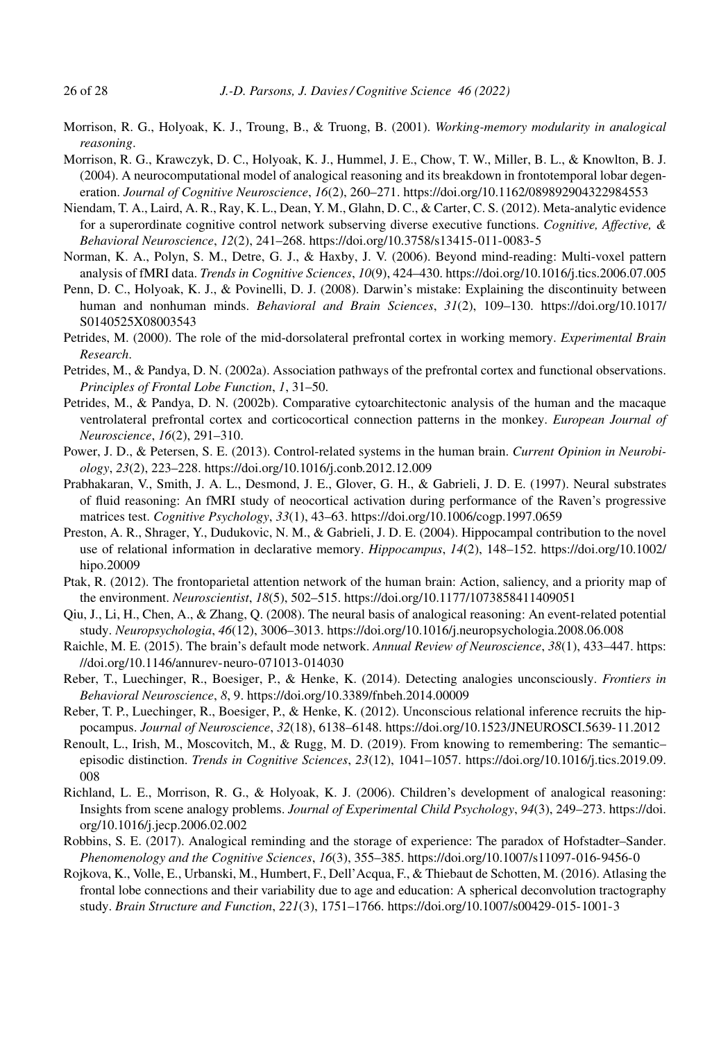Morrison, R. G., Holyoak, K. J., Troung, B., & Truong, B. (2001). *Working-memory modularity in analogical reasoning*.

Morrison, R. G., Krawczyk, D. C., Holyoak, K. J., Hummel, J. E., Chow, T. W., Miller, B. L., & Knowlton, B. J. (2004). A neurocomputational model of analogical reasoning and its breakdown in frontotemporal lobar degeneration. *Journal of Cognitive Neuroscience*, *16*(2), 260–271. https://doi.org/10.1162/089892904322984553

Niendam, T. A., Laird, A. R., Ray, K. L., Dean, Y. M., Glahn, D. C., & Carter, C. S. (2012). Meta-analytic evidence for a superordinate cognitive control network subserving diverse executive functions. *Cognitive, Affective, & Behavioral Neuroscience*, *12*(2), 241–268. https://doi.org/10.3758/s13415-011-0083-5

Norman, K. A., Polyn, S. M., Detre, G. J., & Haxby, J. V. (2006). Beyond mind-reading: Multi-voxel pattern analysis of fMRI data. *Trends in Cognitive Sciences*, *10*(9), 424–430. https://doi.org/10.1016/j.tics.2006.07.005

Penn, D. C., Holyoak, K. J., & Povinelli, D. J. (2008). Darwin's mistake: Explaining the discontinuity between human and nonhuman minds. *Behavioral and Brain Sciences*, *31*(2), 109–130. https://doi.org/10.1017/S0140525X08003543

Petrides, M. (2000). The role of the mid-dorsolateral prefrontal cortex in working memory. *Experimental Brain Research*.

Petrides, M., & Pandya, D. N. (2002a). Association pathways of the prefrontal cortex and functional observations. *Principles of Frontal Lobe Function*, *1*, 31–50.

Petrides, M., & Pandya, D. N. (2002b). Comparative cytoarchitectonic analysis of the human and the macaque ventrolateral prefrontal cortex and corticocortical connection patterns in the monkey. *European Journal of Neuroscience*, *16*(2), 291–310.

Power, J. D., & Petersen, S. E. (2013). Control-related systems in the human brain. *Current Opinion in Neurobiology*, *23*(2), 223–228. https://doi.org/10.1016/j.conb.2012.12.009

Prabhakaran, V., Smith, J. A. L., Desmond, J. E., Glover, G. H., & Gabrieli, J. D. E. (1997). Neural substrates of fluid reasoning: An fMRI study of neocortical activation during performance of the Raven's progressive matrices test. *Cognitive Psychology*, *33*(1), 43–63. https://doi.org/10.1006/cogp.1997.0659

Preston, A. R., Shrager, Y., Dudukovic, N. M., & Gabrieli, J. D. E. (2004). Hippocampal contribution to the novel use of relational information in declarative memory. *Hippocampus*, *14*(2), 148–152. https://doi.org/10.1002/hipo.20009

Ptak, R. (2012). The frontoparietal attention network of the human brain: Action, saliency, and a priority map of the environment. *Neuroscientist*, *18*(5), 502–515. https://doi.org/10.1177/1073858411409051

Qiu, J., Li, H., Chen, A., & Zhang, Q. (2008). The neural basis of analogical reasoning: An event-related potential study. *Neuropsychologia*, *46*(12), 3006–3013. https://doi.org/10.1016/j.neuropsychologia.2008.06.008

Raichle, M. E. (2015). The brain's default mode network. *Annual Review of Neuroscience*, *38*(1), 433–447. https://doi.org/10.1146/annurev-neuro-071013-014030

Reber, T., Luechinger, R., Boesiger, P., & Henke, K. (2014). Detecting analogies unconsciously. *Frontiers in Behavioral Neuroscience*, *8*, 9. https://doi.org/10.3389/fnbeh.2014.00009

Reber, T. P., Luechinger, R., Boesiger, P., & Henke, K. (2012). Unconscious relational inference recruits the hippocampus. *Journal of Neuroscience*, *32*(18), 6138–6148. https://doi.org/10.1523/JNEUROSCI.5639-11.2012

Renoult, L., Irish, M., Moscovitch, M., & Rugg, M. D. (2019). From knowing to remembering: The semantic–episodic distinction. *Trends in Cognitive Sciences*, *23*(12), 1041–1057. https://doi.org/10.1016/j.tics.2019.09.008

Richland, L. E., Morrison, R. G., & Holyoak, K. J. (2006). Children's development of analogical reasoning: Insights from scene analogy problems. *Journal of Experimental Child Psychology*, *94*(3), 249–273. https://doi.org/10.1016/j.jecp.2006.02.002

Robbins, S. E. (2017). Analogical reminding and the storage of experience: The paradox of Hofstadter–Sander. *Phenomenology and the Cognitive Sciences*, *16*(3), 355–385. https://doi.org/10.1007/s11097-016-9456-0

Rojkova, K., Volle, E., Urbanski, M., Humbert, F., Dell'Acqua, F., & Thiebaut de Schotten, M. (2016). Atlasing the frontal lobe connections and their variability due to age and education: A spherical deconvolution tractography study. *Brain Structure and Function*, *221*(3), 1751–1766. https://doi.org/10.1007/s00429-015-1001-3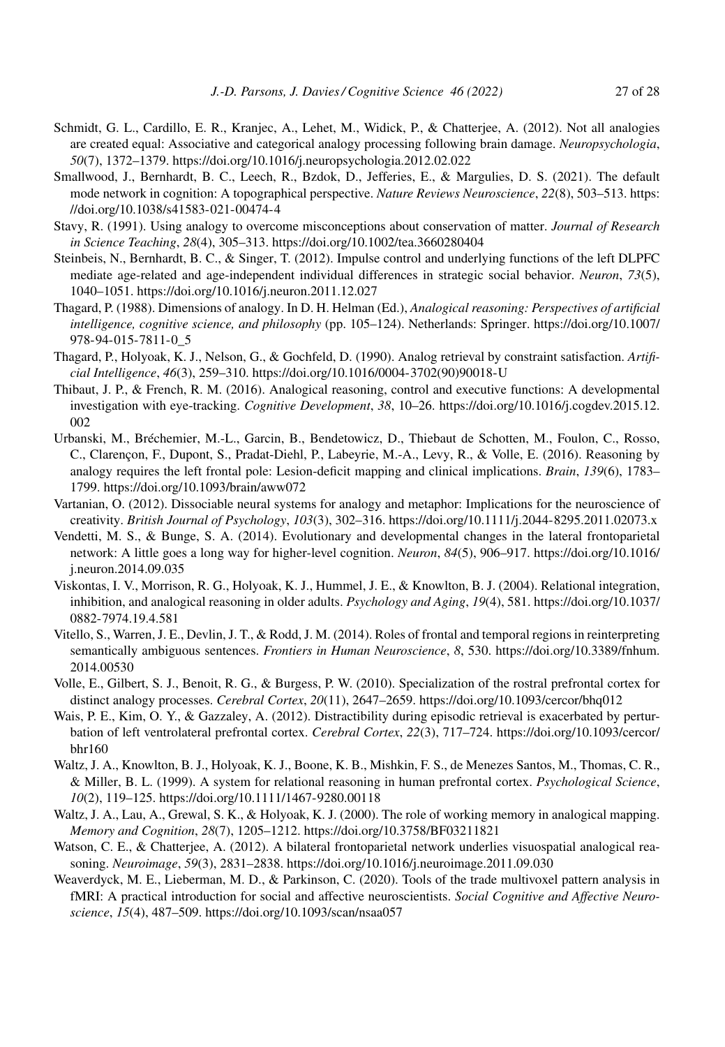Schmidt, G. L., Cardillo, E. R., Kranjec, A., Lehet, M., Widick, P., & Chatterjee, A. (2012). Not all analogies are created equal: Associative and categorical analogy processing following brain damage. *Neuropsychologia*, *50*(7), 1372–1379. https://doi.org/10.1016/j.neuropsychologia.2012.02.022

Smallwood, J., Bernhardt, B. C., Leech, R., Bzdok, D., Jefferies, E., & Margulies, D. S. (2021). The default mode network in cognition: A topographical perspective. *Nature Reviews Neuroscience*, *22*(8), 503–513. https://doi.org/10.1038/s41583-021-00474-4

Stavy, R. (1991). Using analogy to overcome misconceptions about conservation of matter. *Journal of Research in Science Teaching*, *28*(4), 305–313. https://doi.org/10.1002/tea.3660280404

Steinbeis, N., Bernhardt, B. C., & Singer, T. (2012). Impulse control and underlying functions of the left DLPFC mediate age-related and age-independent individual differences in strategic social behavior. *Neuron*, *73*(5), 1040–1051. https://doi.org/10.1016/j.neuron.2011.12.027

Thagard, P. (1988). Dimensions of analogy. In D. H. Helman (Ed.), *Analogical reasoning: Perspectives of artificial intelligence, cognitive science, and philosophy* (pp. 105–124). Netherlands: Springer. https://doi.org/10.1007/978-94-015-7811-0_5

Thagard, P., Holyoak, K. J., Nelson, G., & Gochfeld, D. (1990). Analog retrieval by constraint satisfaction. *Artificial Intelligence*, *46*(3), 259–310. https://doi.org/10.1016/0004-3702(90)90018-U

Thibaut, J. P., & French, R. M. (2016). Analogical reasoning, control and executive functions: A developmental investigation with eye-tracking. *Cognitive Development*, *38*, 10–26. https://doi.org/10.1016/j.cogdev.2015.12.002

Urbanski, M., Bréchemier, M.-L., Garcin, B., Bendetowicz, D., Thiebaut de Schotten, M., Foulon, C., Rosso, C., Clarençon, F., Dupont, S., Pradat-Diehl, P., Labeyrie, M.-A., Levy, R., & Volle, E. (2016). Reasoning by analogy requires the left frontal pole: Lesion-deficit mapping and clinical implications. *Brain*, *139*(6), 1783–1799. https://doi.org/10.1093/brain/aww072

Vartanian, O. (2012). Dissociable neural systems for analogy and metaphor: Implications for the neuroscience of creativity. *British Journal of Psychology*, *103*(3), 302–316. https://doi.org/10.1111/j.2044-8295.2011.02073.x

Vendetti, M. S., & Bunge, S. A. (2014). Evolutionary and developmental changes in the lateral frontoparietal network: A little goes a long way for higher-level cognition. *Neuron*, *84*(5), 906–917. https://doi.org/10.1016/j.neuron.2014.09.035

Viskontas, I. V., Morrison, R. G., Holyoak, K. J., Hummel, J. E., & Knowlton, B. J. (2004). Relational integration, inhibition, and analogical reasoning in older adults. *Psychology and Aging*, *19*(4), 581. https://doi.org/10.1037/0882-7974.19.4.581

Vitello, S., Warren, J. E., Devlin, J. T., & Rodd, J. M. (2014). Roles of frontal and temporal regions in reinterpreting semantically ambiguous sentences. *Frontiers in Human Neuroscience*, *8*, 530. https://doi.org/10.3389/fnhum.2014.00530

Volle, E., Gilbert, S. J., Benoit, R. G., & Burgess, P. W. (2010). Specialization of the rostral prefrontal cortex for distinct analogy processes. *Cerebral Cortex*, *20*(11), 2647–2659. https://doi.org/10.1093/cercor/bhq012

Wais, P. E., Kim, O. Y., & Gazzaley, A. (2012). Distractibility during episodic retrieval is exacerbated by perturbation of left ventrolateral prefrontal cortex. *Cerebral Cortex*, *22*(3), 717–724. https://doi.org/10.1093/cercor/bhr160

Waltz, J. A., Knowlton, B. J., Holyoak, K. J., Boone, K. B., Mishkin, F. S., de Menezes Santos, M., Thomas, C. R., & Miller, B. L. (1999). A system for relational reasoning in human prefrontal cortex. *Psychological Science*, *10*(2), 119–125. https://doi.org/10.1111/1467-9280.00118

Waltz, J. A., Lau, A., Grewal, S. K., & Holyoak, K. J. (2000). The role of working memory in analogical mapping. *Memory and Cognition*, *28*(7), 1205–1212. https://doi.org/10.3758/BF03211821

Watson, C. E., & Chatterjee, A. (2012). A bilateral frontoparietal network underlies visuospatial analogical reasoning. *Neuroimage*, *59*(3), 2831–2838. https://doi.org/10.1016/j.neuroimage.2011.09.030

Weaverdyck, M. E., Lieberman, M. D., & Parkinson, C. (2020). Tools of the trade multivoxel pattern analysis in fMRI: A practical introduction for social and affective neuroscientists. *Social Cognitive and Affective Neuroscience*, *15*(4), 487–509. https://doi.org/10.1093/scan/nsaa057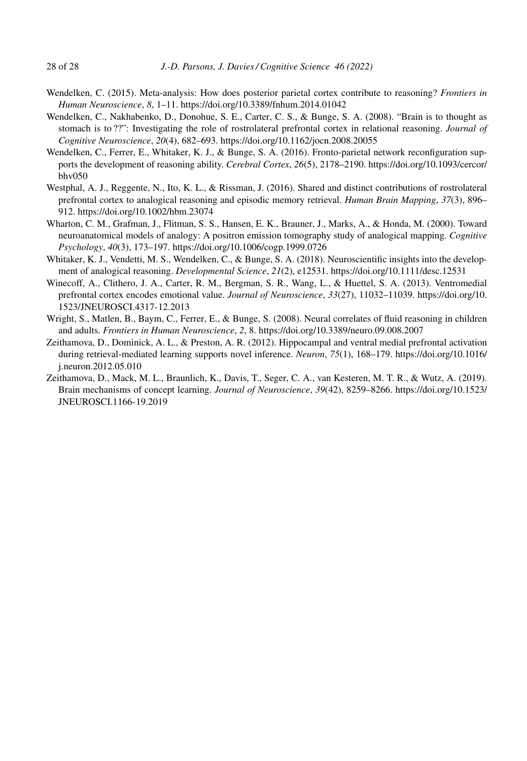Wendelken, C. (2015). Meta-analysis: How does posterior parietal cortex contribute to reasoning? *Frontiers in Human Neuroscience*, *8*, 1–11. https://doi.org/10.3389/fnhum.2014.01042

Wendelken, C., Nakhabenko, D., Donohue, S. E., Carter, C. S., & Bunge, S. A. (2008). "Brain is to thought as stomach is to ??": Investigating the role of rostrolateral prefrontal cortex in relational reasoning. *Journal of Cognitive Neuroscience*, *20*(4), 682–693. https://doi.org/10.1162/jocn.2008.20055

Wendelken, C., Ferrer, E., Whitaker, K. J., & Bunge, S. A. (2016). Fronto-parietal network reconfiguration supports the development of reasoning ability. *Cerebral Cortex*, *26*(5), 2178–2190. https://doi.org/10.1093/cercor/bhv050

Westphal, A. J., Reggente, N., Ito, K. L., & Rissman, J. (2016). Shared and distinct contributions of rostrolateral prefrontal cortex to analogical reasoning and episodic memory retrieval. *Human Brain Mapping*, *37*(3), 896–912. https://doi.org/10.1002/hbm.23074

Wharton, C. M., Grafman, J., Flitman, S. S., Hansen, E. K., Brauner, J., Marks, A., & Honda, M. (2000). Toward neuroanatomical models of analogy: A positron emission tomography study of analogical mapping. *Cognitive Psychology*, *40*(3), 173–197. https://doi.org/10.1006/cogp.1999.0726

Whitaker, K. J., Vendetti, M. S., Wendelken, C., & Bunge, S. A. (2018). Neuroscientific insights into the development of analogical reasoning. *Developmental Science*, *21*(2), e12531. https://doi.org/10.1111/desc.12531

Winecoff, A., Clithero, J. A., Carter, R. M., Bergman, S. R., Wang, L., & Huettel, S. A. (2013). Ventromedial prefrontal cortex encodes emotional value. *Journal of Neuroscience*, *33*(27), 11032–11039. https://doi.org/10.1523/JNEUROSCI.4317-12.2013

Wright, S., Matlen, B., Baym, C., Ferrer, E., & Bunge, S. (2008). Neural correlates of fluid reasoning in children and adults. *Frontiers in Human Neuroscience*, *2*, 8. https://doi.org/10.3389/neuro.09.008.2007

Zeithamova, D., Dominick, A. L., & Preston, A. R. (2012). Hippocampal and ventral medial prefrontal activation during retrieval-mediated learning supports novel inference. *Neuron*, *75*(1), 168–179. https://doi.org/10.1016/j.neuron.2012.05.010

Zeithamova, D., Mack, M. L., Braunlich, K., Davis, T., Seger, C. A., van Kesteren, M. T. R., & Wutz, A. (2019). Brain mechanisms of concept learning. *Journal of Neuroscience*, *39*(42), 8259–8266. https://doi.org/10.1523/JNEUROSCI.1166-19.2019